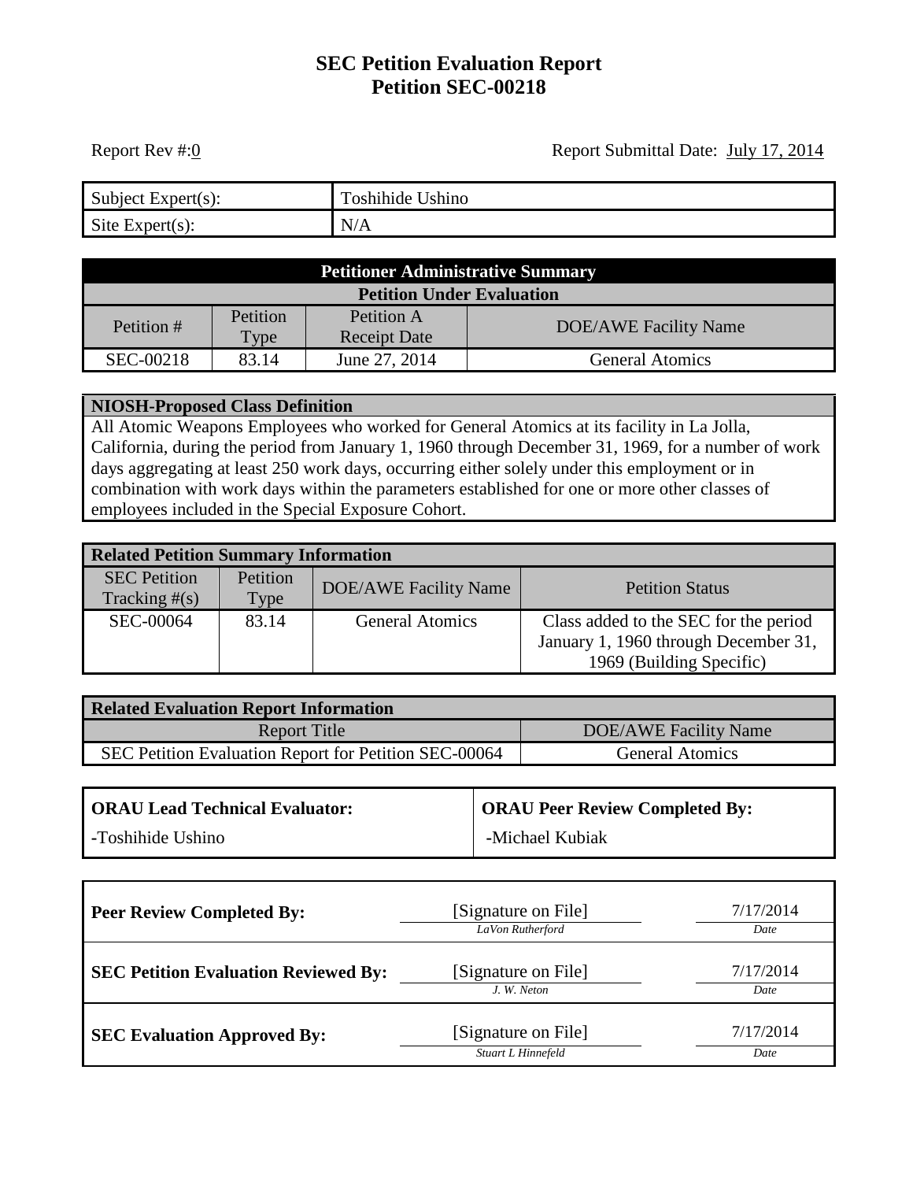# SEC Petition Evaluation Report
# Petition SEC-00218

Report Rev #: 0

Report Submittal Date: July 17, 2014

| Subject Expert(s): | Toshihide Ushino |
|---|---|
| Site Expert(s): | N/A |

| Petitioner Administrative Summary | | | |
|---|---|---|---|
| **Petition Under Evaluation** | | | |
| Petition # | Petition Type | Petition A Receipt Date | DOE/AWE Facility Name |
| SEC-00218 | 83.14 | June 27, 2014 | General Atomics |

**NIOSH-Proposed Class Definition**

All Atomic Weapons Employees who worked for General Atomics at its facility in La Jolla, California, during the period from January 1, 1960 through December 31, 1969, for a number of work days aggregating at least 250 work days, occurring either solely under this employment or in combination with work days within the parameters established for one or more other classes of employees included in the Special Exposure Cohort.

| Related Petition Summary Information | | | |
|---|---|---|---|
| SEC Petition Tracking #(s) | Petition Type | DOE/AWE Facility Name | Petition Status |
| SEC-00064 | 83.14 | General Atomics | Class added to the SEC for the period January 1, 1960 through December 31, 1969 (Building Specific) |

| Related Evaluation Report Information | |
|---|---|
| Report Title | DOE/AWE Facility Name |
| SEC Petition Evaluation Report for Petition SEC-00064 | General Atomics |

| ORAU Lead Technical Evaluator: | ORAU Peer Review Completed By: |
|---|---|
| -Toshihide Ushino | -Michael Kubiak |

| | Signature | Date |
|---|---|---|
| **Peer Review Completed By:** | [Signature on File] *LaVon Rutherford* | 7/17/2014 |
| **SEC Petition Evaluation Reviewed By:** | [Signature on File] *J. W. Neton* | 7/17/2014 |
| **SEC Evaluation Approved By:** | [Signature on File] *Stuart L Hinnefeld* | 7/17/2014 |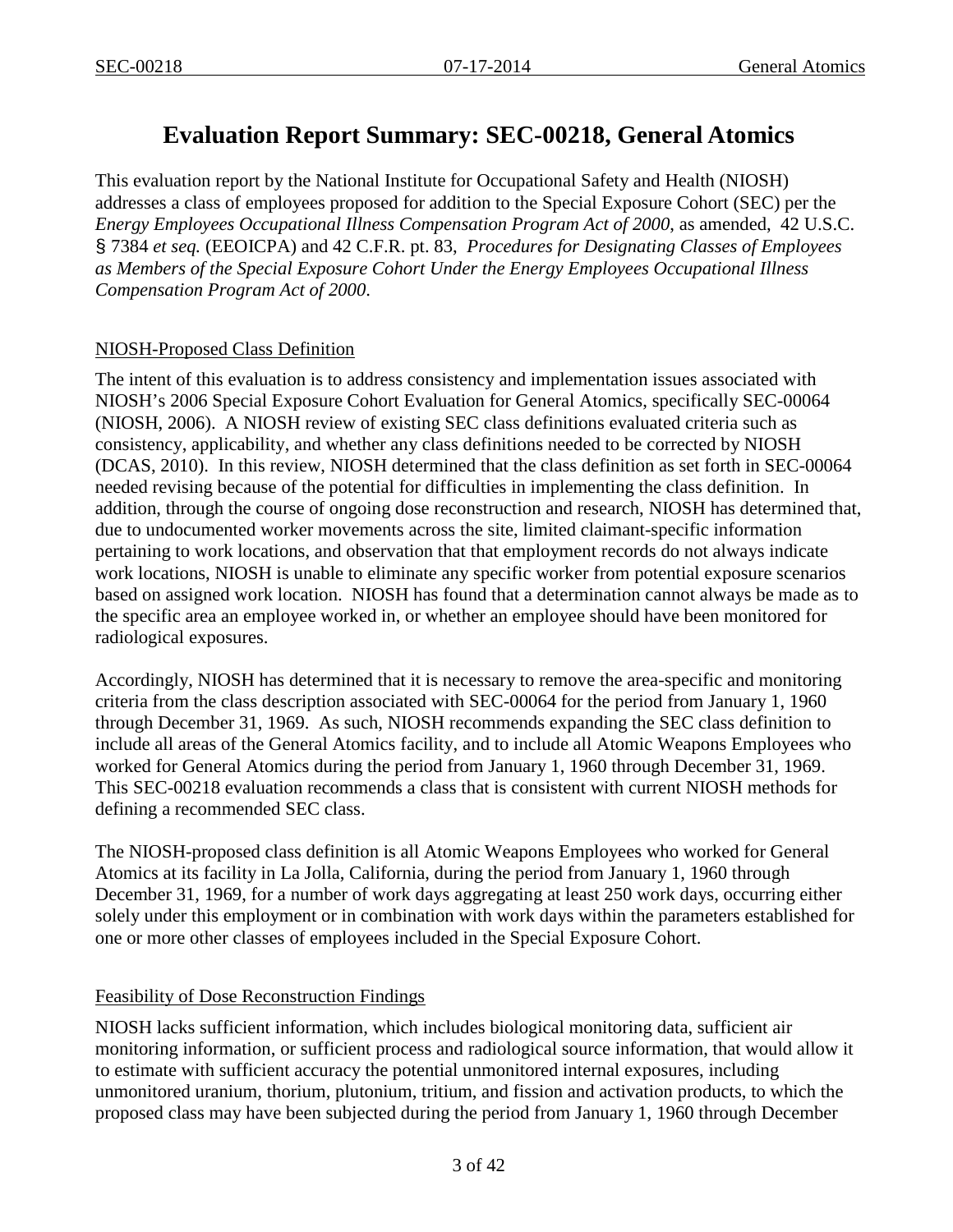# Evaluation Report Summary: SEC-00218, General Atomics

This evaluation report by the National Institute for Occupational Safety and Health (NIOSH) addresses a class of employees proposed for addition to the Special Exposure Cohort (SEC) per the *Energy Employees Occupational Illness Compensation Program Act of 2000*, as amended, 42 U.S.C. § 7384 *et seq.* (EEOICPA) and 42 C.F.R. pt. 83, *Procedures for Designating Classes of Employees as Members of the Special Exposure Cohort Under the Energy Employees Occupational Illness Compensation Program Act of 2000*.

## NIOSH-Proposed Class Definition

The intent of this evaluation is to address consistency and implementation issues associated with NIOSH's 2006 Special Exposure Cohort Evaluation for General Atomics, specifically SEC-00064 (NIOSH, 2006). A NIOSH review of existing SEC class definitions evaluated criteria such as consistency, applicability, and whether any class definitions needed to be corrected by NIOSH (DCAS, 2010). In this review, NIOSH determined that the class definition as set forth in SEC-00064 needed revising because of the potential for difficulties in implementing the class definition. In addition, through the course of ongoing dose reconstruction and research, NIOSH has determined that, due to undocumented worker movements across the site, limited claimant-specific information pertaining to work locations, and observation that that employment records do not always indicate work locations, NIOSH is unable to eliminate any specific worker from potential exposure scenarios based on assigned work location. NIOSH has found that a determination cannot always be made as to the specific area an employee worked in, or whether an employee should have been monitored for radiological exposures.

Accordingly, NIOSH has determined that it is necessary to remove the area-specific and monitoring criteria from the class description associated with SEC-00064 for the period from January 1, 1960 through December 31, 1969. As such, NIOSH recommends expanding the SEC class definition to include all areas of the General Atomics facility, and to include all Atomic Weapons Employees who worked for General Atomics during the period from January 1, 1960 through December 31, 1969. This SEC-00218 evaluation recommends a class that is consistent with current NIOSH methods for defining a recommended SEC class.

The NIOSH-proposed class definition is all Atomic Weapons Employees who worked for General Atomics at its facility in La Jolla, California, during the period from January 1, 1960 through December 31, 1969, for a number of work days aggregating at least 250 work days, occurring either solely under this employment or in combination with work days within the parameters established for one or more other classes of employees included in the Special Exposure Cohort.

## Feasibility of Dose Reconstruction Findings

NIOSH lacks sufficient information, which includes biological monitoring data, sufficient air monitoring information, or sufficient process and radiological source information, that would allow it to estimate with sufficient accuracy the potential unmonitored internal exposures, including unmonitored uranium, thorium, plutonium, tritium, and fission and activation products, to which the proposed class may have been subjected during the period from January 1, 1960 through December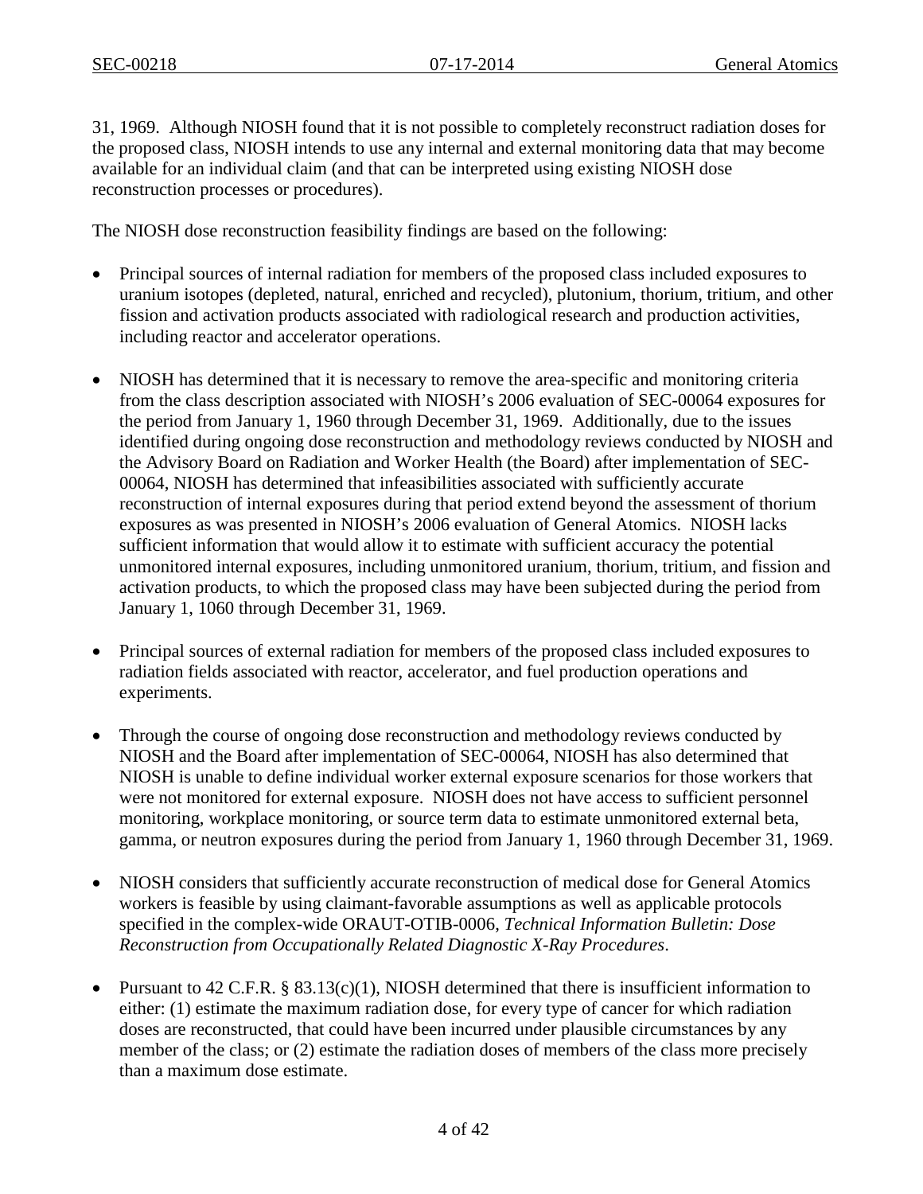31, 1969. Although NIOSH found that it is not possible to completely reconstruct radiation doses for the proposed class, NIOSH intends to use any internal and external monitoring data that may become available for an individual claim (and that can be interpreted using existing NIOSH dose reconstruction processes or procedures).

The NIOSH dose reconstruction feasibility findings are based on the following:

- Principal sources of internal radiation for members of the proposed class included exposures to uranium isotopes (depleted, natural, enriched and recycled), plutonium, thorium, tritium, and other fission and activation products associated with radiological research and production activities, including reactor and accelerator operations.

- NIOSH has determined that it is necessary to remove the area-specific and monitoring criteria from the class description associated with NIOSH's 2006 evaluation of SEC-00064 exposures for the period from January 1, 1960 through December 31, 1969. Additionally, due to the issues identified during ongoing dose reconstruction and methodology reviews conducted by NIOSH and the Advisory Board on Radiation and Worker Health (the Board) after implementation of SEC-00064, NIOSH has determined that infeasibilities associated with sufficiently accurate reconstruction of internal exposures during that period extend beyond the assessment of thorium exposures as was presented in NIOSH's 2006 evaluation of General Atomics. NIOSH lacks sufficient information that would allow it to estimate with sufficient accuracy the potential unmonitored internal exposures, including unmonitored uranium, thorium, tritium, and fission and activation products, to which the proposed class may have been subjected during the period from January 1, 1060 through December 31, 1969.

- Principal sources of external radiation for members of the proposed class included exposures to radiation fields associated with reactor, accelerator, and fuel production operations and experiments.

- Through the course of ongoing dose reconstruction and methodology reviews conducted by NIOSH and the Board after implementation of SEC-00064, NIOSH has also determined that NIOSH is unable to define individual worker external exposure scenarios for those workers that were not monitored for external exposure. NIOSH does not have access to sufficient personnel monitoring, workplace monitoring, or source term data to estimate unmonitored external beta, gamma, or neutron exposures during the period from January 1, 1960 through December 31, 1969.

- NIOSH considers that sufficiently accurate reconstruction of medical dose for General Atomics workers is feasible by using claimant-favorable assumptions as well as applicable protocols specified in the complex-wide ORAUT-OTIB-0006, *Technical Information Bulletin: Dose Reconstruction from Occupationally Related Diagnostic X-Ray Procedures*.

- Pursuant to 42 C.F.R. § 83.13(c)(1), NIOSH determined that there is insufficient information to either: (1) estimate the maximum radiation dose, for every type of cancer for which radiation doses are reconstructed, that could have been incurred under plausible circumstances by any member of the class; or (2) estimate the radiation doses of members of the class more precisely than a maximum dose estimate.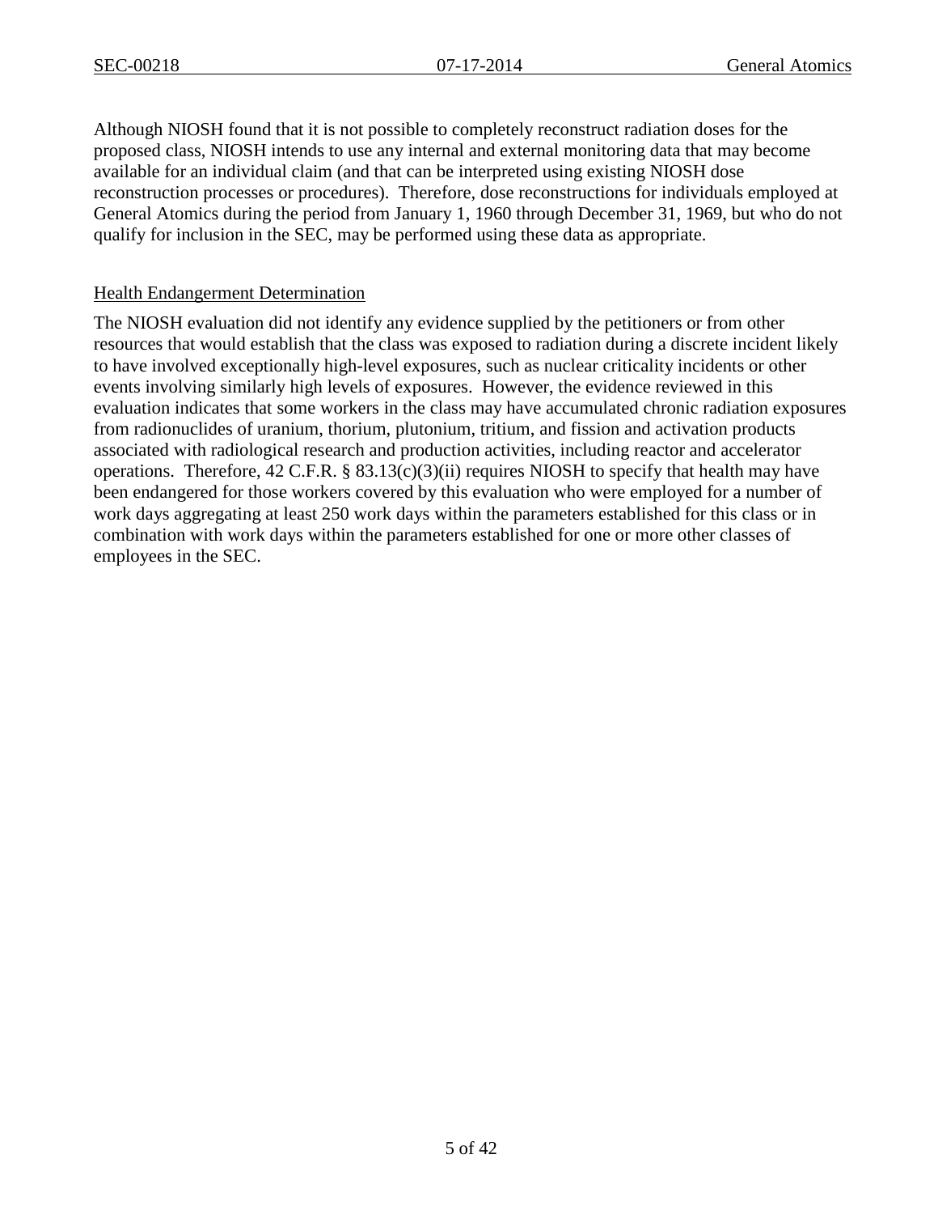Although NIOSH found that it is not possible to completely reconstruct radiation doses for the proposed class, NIOSH intends to use any internal and external monitoring data that may become available for an individual claim (and that can be interpreted using existing NIOSH dose reconstruction processes or procedures). Therefore, dose reconstructions for individuals employed at General Atomics during the period from January 1, 1960 through December 31, 1969, but who do not qualify for inclusion in the SEC, may be performed using these data as appropriate.

## Health Endangerment Determination

The NIOSH evaluation did not identify any evidence supplied by the petitioners or from other resources that would establish that the class was exposed to radiation during a discrete incident likely to have involved exceptionally high-level exposures, such as nuclear criticality incidents or other events involving similarly high levels of exposures. However, the evidence reviewed in this evaluation indicates that some workers in the class may have accumulated chronic radiation exposures from radionuclides of uranium, thorium, plutonium, tritium, and fission and activation products associated with radiological research and production activities, including reactor and accelerator operations. Therefore, 42 C.F.R. § 83.13(c)(3)(ii) requires NIOSH to specify that health may have been endangered for those workers covered by this evaluation who were employed for a number of work days aggregating at least 250 work days within the parameters established for this class or in combination with work days within the parameters established for one or more other classes of employees in the SEC.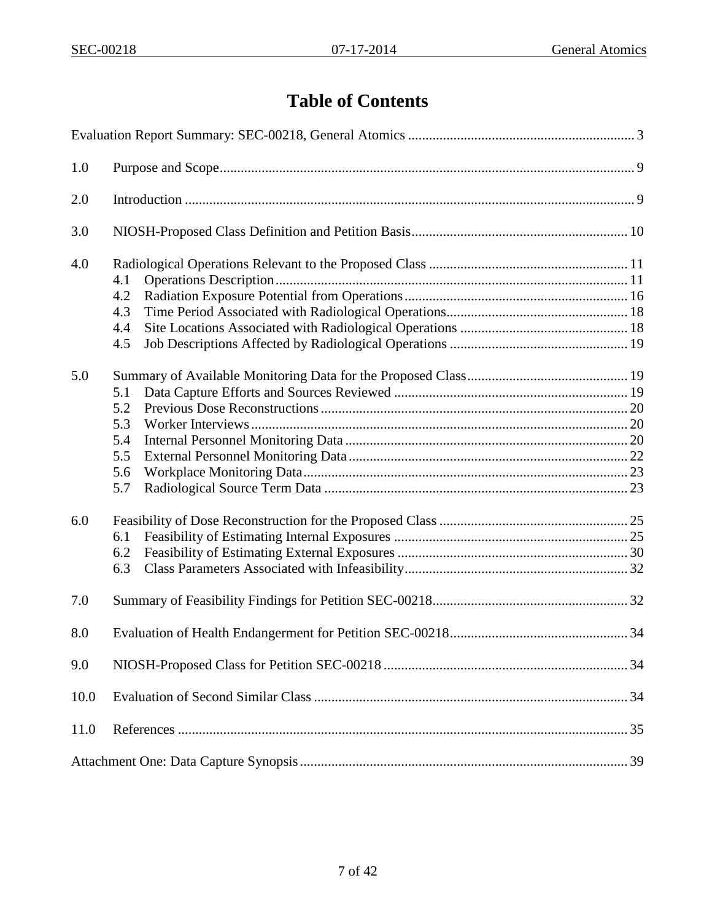# Table of Contents

Evaluation Report Summary: SEC-00218, General Atomics ................................................................. 3

1.0 Purpose and Scope ........................................................................................................ 9

2.0 Introduction ................................................................................................................ 9

3.0 NIOSH-Proposed Class Definition and Petition Basis ............................................................. 10

4.0 Radiological Operations Relevant to the Proposed Class ......................................................... 11
- 4.1 Operations Description ..................................................................................... 11
- 4.2 Radiation Exposure Potential from Operations ................................................................ 16
- 4.3 Time Period Associated with Radiological Operations ..................................................... 18
- 4.4 Site Locations Associated with Radiological Operations ................................................ 18
- 4.5 Job Descriptions Affected by Radiological Operations ................................................... 19

5.0 Summary of Available Monitoring Data for the Proposed Class ............................................. 19
- 5.1 Data Capture Efforts and Sources Reviewed ................................................................... 19
- 5.2 Previous Dose Reconstructions ........................................................................................ 20
- 5.3 Worker Interviews ............................................................................................................ 20
- 5.4 Internal Personnel Monitoring Data ................................................................................. 20
- 5.5 External Personnel Monitoring Data ................................................................................ 22
- 5.6 Workplace Monitoring Data ............................................................................................. 23
- 5.7 Radiological Source Term Data ....................................................................................... 23

6.0 Feasibility of Dose Reconstruction for the Proposed Class ...................................................... 25
- 6.1 Feasibility of Estimating Internal Exposures ................................................................... 25
- 6.2 Feasibility of Estimating External Exposures .................................................................. 30
- 6.3 Class Parameters Associated with Infeasibility ................................................................ 32

7.0 Summary of Feasibility Findings for Petition SEC-00218 ....................................................... 32

8.0 Evaluation of Health Endangerment for Petition SEC-00218 ................................................... 34

9.0 NIOSH-Proposed Class for Petition SEC-00218 ...................................................................... 34

10.0 Evaluation of Second Similar Class ......................................................................................... 34

11.0 References ................................................................................................................................ 35

Attachment One: Data Capture Synopsis .............................................................................................. 39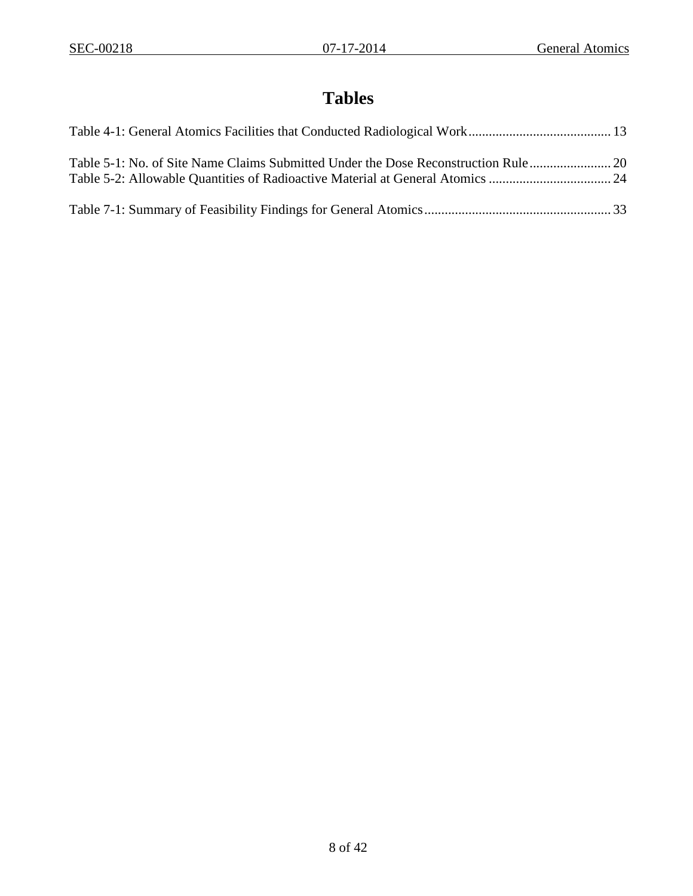# Tables

Table 4-1: General Atomics Facilities that Conducted Radiological Work .......................................... 13

Table 5-1: No. of Site Name Claims Submitted Under the Dose Reconstruction Rule ........................ 20
Table 5-2: Allowable Quantities of Radioactive Material at General Atomics .................................... 24

Table 7-1: Summary of Feasibility Findings for General Atomics ....................................................... 33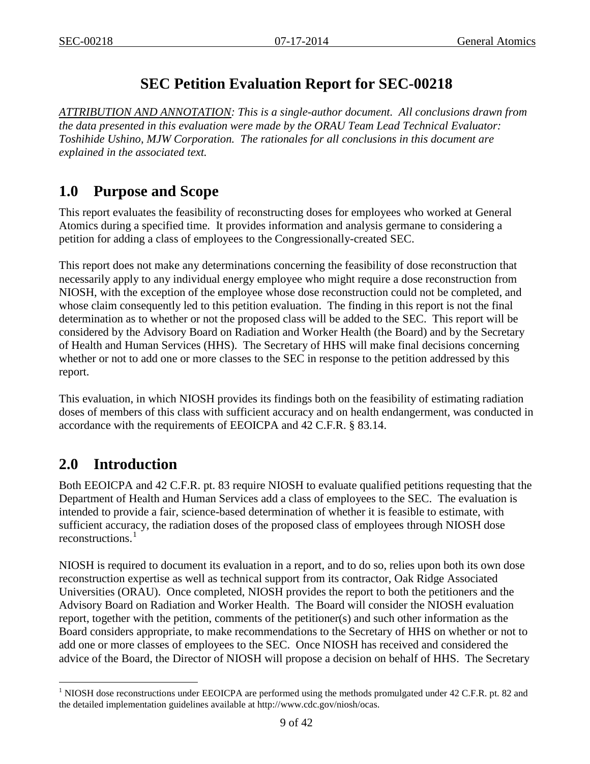# SEC Petition Evaluation Report for SEC-00218

*<u>ATTRIBUTION AND ANNOTATION</u>: This is a single-author document. All conclusions drawn from the data presented in this evaluation were made by the ORAU Team Lead Technical Evaluator: Toshihide Ushino, MJW Corporation. The rationales for all conclusions in this document are explained in the associated text.*

## 1.0 Purpose and Scope

This report evaluates the feasibility of reconstructing doses for employees who worked at General Atomics during a specified time. It provides information and analysis germane to considering a petition for adding a class of employees to the Congressionally-created SEC.

This report does not make any determinations concerning the feasibility of dose reconstruction that necessarily apply to any individual energy employee who might require a dose reconstruction from NIOSH, with the exception of the employee whose dose reconstruction could not be completed, and whose claim consequently led to this petition evaluation. The finding in this report is not the final determination as to whether or not the proposed class will be added to the SEC. This report will be considered by the Advisory Board on Radiation and Worker Health (the Board) and by the Secretary of Health and Human Services (HHS). The Secretary of HHS will make final decisions concerning whether or not to add one or more classes to the SEC in response to the petition addressed by this report.

This evaluation, in which NIOSH provides its findings both on the feasibility of estimating radiation doses of members of this class with sufficient accuracy and on health endangerment, was conducted in accordance with the requirements of EEOICPA and 42 C.F.R. § 83.14.

## 2.0 Introduction

Both EEOICPA and 42 C.F.R. pt. 83 require NIOSH to evaluate qualified petitions requesting that the Department of Health and Human Services add a class of employees to the SEC. The evaluation is intended to provide a fair, science-based determination of whether it is feasible to estimate, with sufficient accuracy, the radiation doses of the proposed class of employees through NIOSH dose reconstructions.[1]

NIOSH is required to document its evaluation in a report, and to do so, relies upon both its own dose reconstruction expertise as well as technical support from its contractor, Oak Ridge Associated Universities (ORAU). Once completed, NIOSH provides the report to both the petitioners and the Advisory Board on Radiation and Worker Health. The Board will consider the NIOSH evaluation report, together with the petition, comments of the petitioner(s) and such other information as the Board considers appropriate, to make recommendations to the Secretary of HHS on whether or not to add one or more classes of employees to the SEC. Once NIOSH has received and considered the advice of the Board, the Director of NIOSH will propose a decision on behalf of HHS. The Secretary

---

[1] NIOSH dose reconstructions under EEOICPA are performed using the methods promulgated under 42 C.F.R. pt. 82 and the detailed implementation guidelines available at http://www.cdc.gov/niosh/ocas.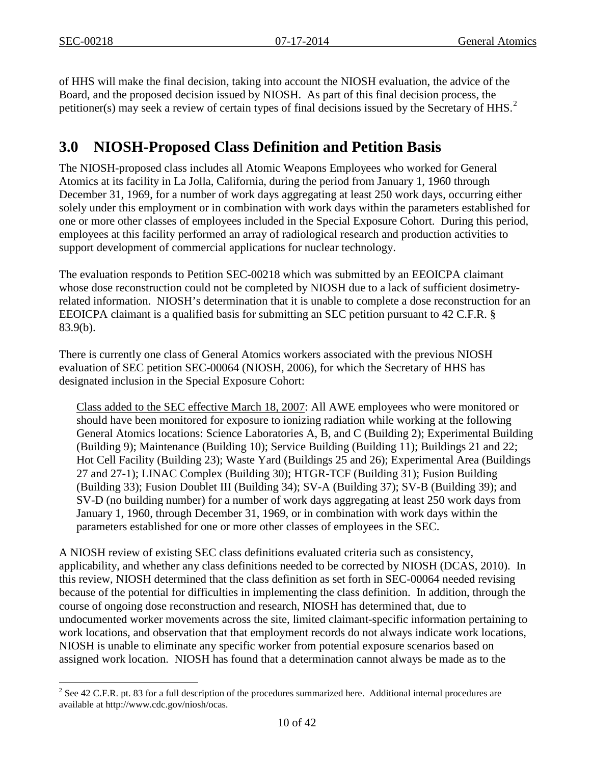of HHS will make the final decision, taking into account the NIOSH evaluation, the advice of the Board, and the proposed decision issued by NIOSH. As part of this final decision process, the petitioner(s) may seek a review of certain types of final decisions issued by the Secretary of HHS.[2]

## 3.0 NIOSH-Proposed Class Definition and Petition Basis

The NIOSH-proposed class includes all Atomic Weapons Employees who worked for General Atomics at its facility in La Jolla, California, during the period from January 1, 1960 through December 31, 1969, for a number of work days aggregating at least 250 work days, occurring either solely under this employment or in combination with work days within the parameters established for one or more other classes of employees included in the Special Exposure Cohort. During this period, employees at this facility performed an array of radiological research and production activities to support development of commercial applications for nuclear technology.

The evaluation responds to Petition SEC-00218 which was submitted by an EEOICPA claimant whose dose reconstruction could not be completed by NIOSH due to a lack of sufficient dosimetry-related information. NIOSH's determination that it is unable to complete a dose reconstruction for an EEOICPA claimant is a qualified basis for submitting an SEC petition pursuant to 42 C.F.R. § 83.9(b).

There is currently one class of General Atomics workers associated with the previous NIOSH evaluation of SEC petition SEC-00064 (NIOSH, 2006), for which the Secretary of HHS has designated inclusion in the Special Exposure Cohort:

> Class added to the SEC effective March 18, 2007: All AWE employees who were monitored or should have been monitored for exposure to ionizing radiation while working at the following General Atomics locations: Science Laboratories A, B, and C (Building 2); Experimental Building (Building 9); Maintenance (Building 10); Service Building (Building 11); Buildings 21 and 22; Hot Cell Facility (Building 23); Waste Yard (Buildings 25 and 26); Experimental Area (Buildings 27 and 27-1); LINAC Complex (Building 30); HTGR-TCF (Building 31); Fusion Building (Building 33); Fusion Doublet III (Building 34); SV-A (Building 37); SV-B (Building 39); and SV-D (no building number) for a number of work days aggregating at least 250 work days from January 1, 1960, through December 31, 1969, or in combination with work days within the parameters established for one or more other classes of employees in the SEC.

A NIOSH review of existing SEC class definitions evaluated criteria such as consistency, applicability, and whether any class definitions needed to be corrected by NIOSH (DCAS, 2010). In this review, NIOSH determined that the class definition as set forth in SEC-00064 needed revising because of the potential for difficulties in implementing the class definition. In addition, through the course of ongoing dose reconstruction and research, NIOSH has determined that, due to undocumented worker movements across the site, limited claimant-specific information pertaining to work locations, and observation that that employment records do not always indicate work locations, NIOSH is unable to eliminate any specific worker from potential exposure scenarios based on assigned work location. NIOSH has found that a determination cannot always be made as to the

[2] See 42 C.F.R. pt. 83 for a full description of the procedures summarized here. Additional internal procedures are available at http://www.cdc.gov/niosh/ocas.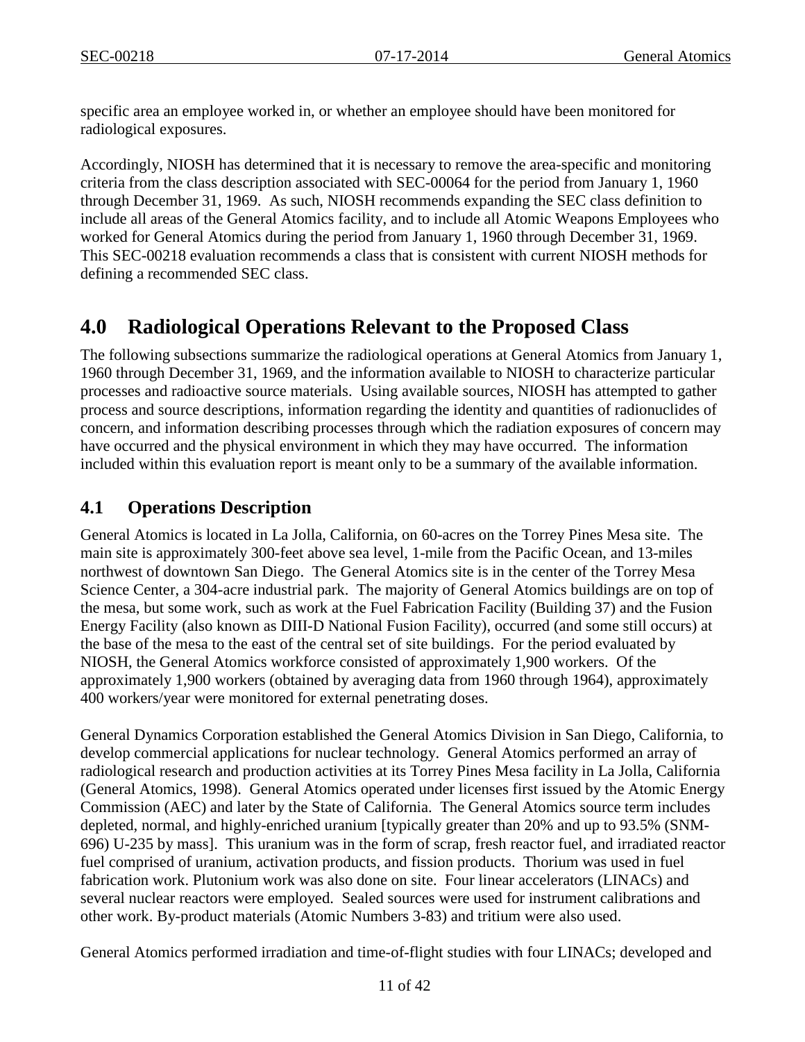specific area an employee worked in, or whether an employee should have been monitored for radiological exposures.

Accordingly, NIOSH has determined that it is necessary to remove the area-specific and monitoring criteria from the class description associated with SEC-00064 for the period from January 1, 1960 through December 31, 1969. As such, NIOSH recommends expanding the SEC class definition to include all areas of the General Atomics facility, and to include all Atomic Weapons Employees who worked for General Atomics during the period from January 1, 1960 through December 31, 1969. This SEC-00218 evaluation recommends a class that is consistent with current NIOSH methods for defining a recommended SEC class.

# 4.0 Radiological Operations Relevant to the Proposed Class

The following subsections summarize the radiological operations at General Atomics from January 1, 1960 through December 31, 1969, and the information available to NIOSH to characterize particular processes and radioactive source materials. Using available sources, NIOSH has attempted to gather process and source descriptions, information regarding the identity and quantities of radionuclides of concern, and information describing processes through which the radiation exposures of concern may have occurred and the physical environment in which they may have occurred. The information included within this evaluation report is meant only to be a summary of the available information.

## 4.1 Operations Description

General Atomics is located in La Jolla, California, on 60-acres on the Torrey Pines Mesa site. The main site is approximately 300-feet above sea level, 1-mile from the Pacific Ocean, and 13-miles northwest of downtown San Diego. The General Atomics site is in the center of the Torrey Mesa Science Center, a 304-acre industrial park. The majority of General Atomics buildings are on top of the mesa, but some work, such as work at the Fuel Fabrication Facility (Building 37) and the Fusion Energy Facility (also known as DIII-D National Fusion Facility), occurred (and some still occurs) at the base of the mesa to the east of the central set of site buildings. For the period evaluated by NIOSH, the General Atomics workforce consisted of approximately 1,900 workers. Of the approximately 1,900 workers (obtained by averaging data from 1960 through 1964), approximately 400 workers/year were monitored for external penetrating doses.

General Dynamics Corporation established the General Atomics Division in San Diego, California, to develop commercial applications for nuclear technology. General Atomics performed an array of radiological research and production activities at its Torrey Pines Mesa facility in La Jolla, California (General Atomics, 1998). General Atomics operated under licenses first issued by the Atomic Energy Commission (AEC) and later by the State of California. The General Atomics source term includes depleted, normal, and highly-enriched uranium [typically greater than 20% and up to 93.5% (SNM-696) U-235 by mass]. This uranium was in the form of scrap, fresh reactor fuel, and irradiated reactor fuel comprised of uranium, activation products, and fission products. Thorium was used in fuel fabrication work. Plutonium work was also done on site. Four linear accelerators (LINACs) and several nuclear reactors were employed. Sealed sources were used for instrument calibrations and other work. By-product materials (Atomic Numbers 3-83) and tritium were also used.

General Atomics performed irradiation and time-of-flight studies with four LINACs; developed and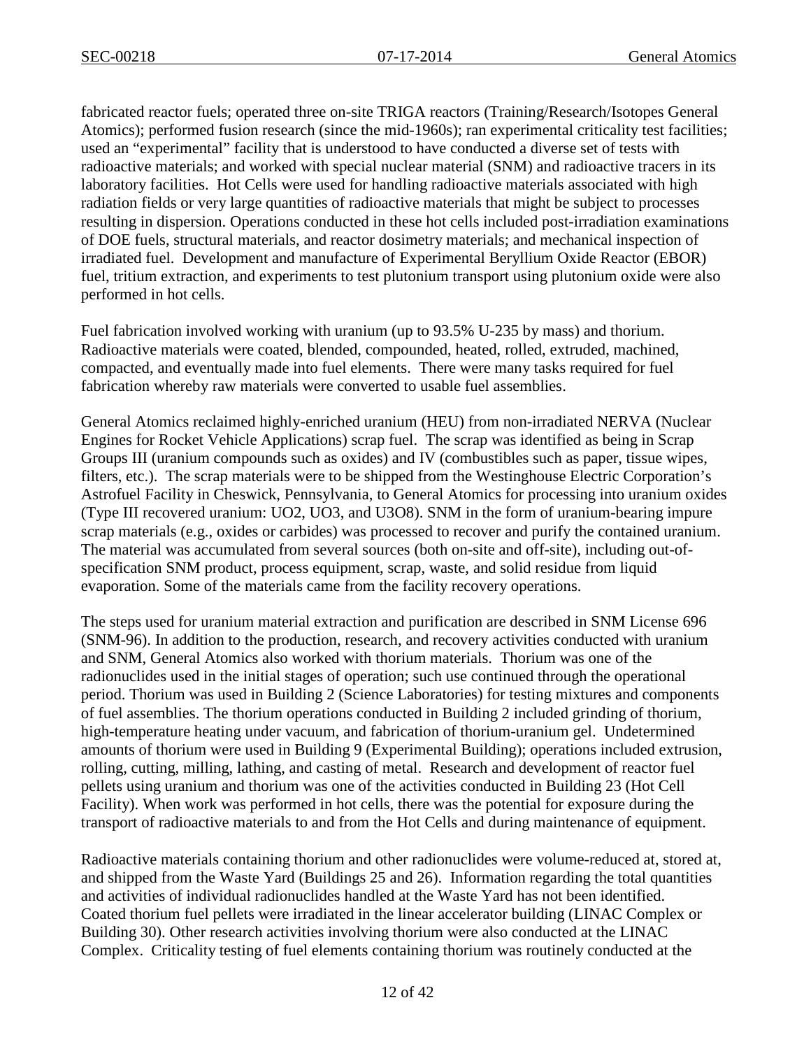fabricated reactor fuels; operated three on-site TRIGA reactors (Training/Research/Isotopes General Atomics); performed fusion research (since the mid-1960s); ran experimental criticality test facilities; used an "experimental" facility that is understood to have conducted a diverse set of tests with radioactive materials; and worked with special nuclear material (SNM) and radioactive tracers in its laboratory facilities. Hot Cells were used for handling radioactive materials associated with high radiation fields or very large quantities of radioactive materials that might be subject to processes resulting in dispersion. Operations conducted in these hot cells included post-irradiation examinations of DOE fuels, structural materials, and reactor dosimetry materials; and mechanical inspection of irradiated fuel. Development and manufacture of Experimental Beryllium Oxide Reactor (EBOR) fuel, tritium extraction, and experiments to test plutonium transport using plutonium oxide were also performed in hot cells.

Fuel fabrication involved working with uranium (up to 93.5% U-235 by mass) and thorium. Radioactive materials were coated, blended, compounded, heated, rolled, extruded, machined, compacted, and eventually made into fuel elements. There were many tasks required for fuel fabrication whereby raw materials were converted to usable fuel assemblies.

General Atomics reclaimed highly-enriched uranium (HEU) from non-irradiated NERVA (Nuclear Engines for Rocket Vehicle Applications) scrap fuel. The scrap was identified as being in Scrap Groups III (uranium compounds such as oxides) and IV (combustibles such as paper, tissue wipes, filters, etc.). The scrap materials were to be shipped from the Westinghouse Electric Corporation's Astrofuel Facility in Cheswick, Pennsylvania, to General Atomics for processing into uranium oxides (Type III recovered uranium: $UO_2$, $UO_3$, and $U_3O_8$). SNM in the form of uranium-bearing impure scrap materials (e.g., oxides or carbides) was processed to recover and purify the contained uranium. The material was accumulated from several sources (both on-site and off-site), including out-of-specification SNM product, process equipment, scrap, waste, and solid residue from liquid evaporation. Some of the materials came from the facility recovery operations.

The steps used for uranium material extraction and purification are described in SNM License 696 (SNM-96). In addition to the production, research, and recovery activities conducted with uranium and SNM, General Atomics also worked with thorium materials. Thorium was one of the radionuclides used in the initial stages of operation; such use continued through the operational period. Thorium was used in Building 2 (Science Laboratories) for testing mixtures and components of fuel assemblies. The thorium operations conducted in Building 2 included grinding of thorium, high-temperature heating under vacuum, and fabrication of thorium-uranium gel. Undetermined amounts of thorium were used in Building 9 (Experimental Building); operations included extrusion, rolling, cutting, milling, lathing, and casting of metal. Research and development of reactor fuel pellets using uranium and thorium was one of the activities conducted in Building 23 (Hot Cell Facility). When work was performed in hot cells, there was the potential for exposure during the transport of radioactive materials to and from the Hot Cells and during maintenance of equipment.

Radioactive materials containing thorium and other radionuclides were volume-reduced at, stored at, and shipped from the Waste Yard (Buildings 25 and 26). Information regarding the total quantities and activities of individual radionuclides handled at the Waste Yard has not been identified. Coated thorium fuel pellets were irradiated in the linear accelerator building (LINAC Complex or Building 30). Other research activities involving thorium were also conducted at the LINAC Complex. Criticality testing of fuel elements containing thorium was routinely conducted at the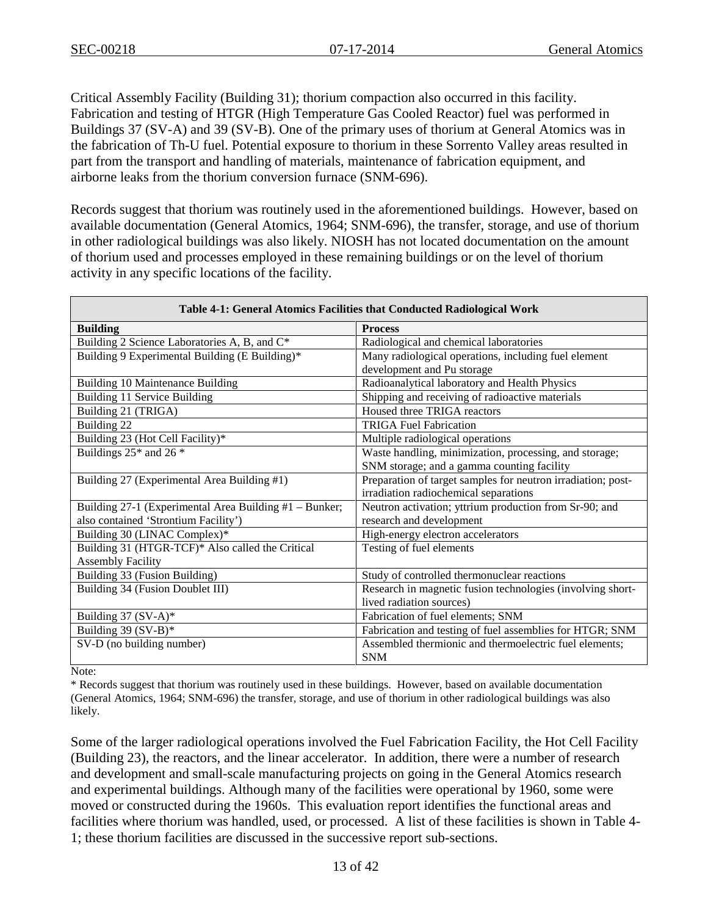Critical Assembly Facility (Building 31); thorium compaction also occurred in this facility. Fabrication and testing of HTGR (High Temperature Gas Cooled Reactor) fuel was performed in Buildings 37 (SV-A) and 39 (SV-B). One of the primary uses of thorium at General Atomics was in the fabrication of Th-U fuel. Potential exposure to thorium in these Sorrento Valley areas resulted in part from the transport and handling of materials, maintenance of fabrication equipment, and airborne leaks from the thorium conversion furnace (SNM-696).

Records suggest that thorium was routinely used in the aforementioned buildings. However, based on available documentation (General Atomics, 1964; SNM-696), the transfer, storage, and use of thorium in other radiological buildings was also likely. NIOSH has not located documentation on the amount of thorium used and processes employed in these remaining buildings or on the level of thorium activity in any specific locations of the facility.

**Table 4-1: General Atomics Facilities that Conducted Radiological Work**

| Building | Process |
|---|---|
| Building 2 Science Laboratories A, B, and C* | Radiological and chemical laboratories |
| Building 9 Experimental Building (E Building)* | Many radiological operations, including fuel element development and Pu storage |
| Building 10 Maintenance Building | Radioanalytical laboratory and Health Physics |
| Building 11 Service Building | Shipping and receiving of radioactive materials |
| Building 21 (TRIGA) | Housed three TRIGA reactors |
| Building 22 | TRIGA Fuel Fabrication |
| Building 23 (Hot Cell Facility)* | Multiple radiological operations |
| Buildings 25* and 26 * | Waste handling, minimization, processing, and storage; SNM storage; and a gamma counting facility |
| Building 27 (Experimental Area Building #1) | Preparation of target samples for neutron irradiation; post-irradiation radiochemical separations |
| Building 27-1 (Experimental Area Building #1 – Bunker; also contained 'Strontium Facility') | Neutron activation; yttrium production from Sr-90; and research and development |
| Building 30 (LINAC Complex)* | High-energy electron accelerators |
| Building 31 (HTGR-TCF)* Also called the Critical Assembly Facility | Testing of fuel elements |
| Building 33 (Fusion Building) | Study of controlled thermonuclear reactions |
| Building 34 (Fusion Doublet III) | Research in magnetic fusion technologies (involving short-lived radiation sources) |
| Building 37 (SV-A)* | Fabrication of fuel elements; SNM |
| Building 39 (SV-B)* | Fabrication and testing of fuel assemblies for HTGR; SNM |
| SV-D (no building number) | Assembled thermionic and thermoelectric fuel elements; SNM |

Note:

* Records suggest that thorium was routinely used in these buildings. However, based on available documentation (General Atomics, 1964; SNM-696) the transfer, storage, and use of thorium in other radiological buildings was also likely.

Some of the larger radiological operations involved the Fuel Fabrication Facility, the Hot Cell Facility (Building 23), the reactors, and the linear accelerator. In addition, there were a number of research and development and small-scale manufacturing projects on going in the General Atomics research and experimental buildings. Although many of the facilities were operational by 1960, some were moved or constructed during the 1960s. This evaluation report identifies the functional areas and facilities where thorium was handled, used, or processed. A list of these facilities is shown in Table 4-1; these thorium facilities are discussed in the successive report sub-sections.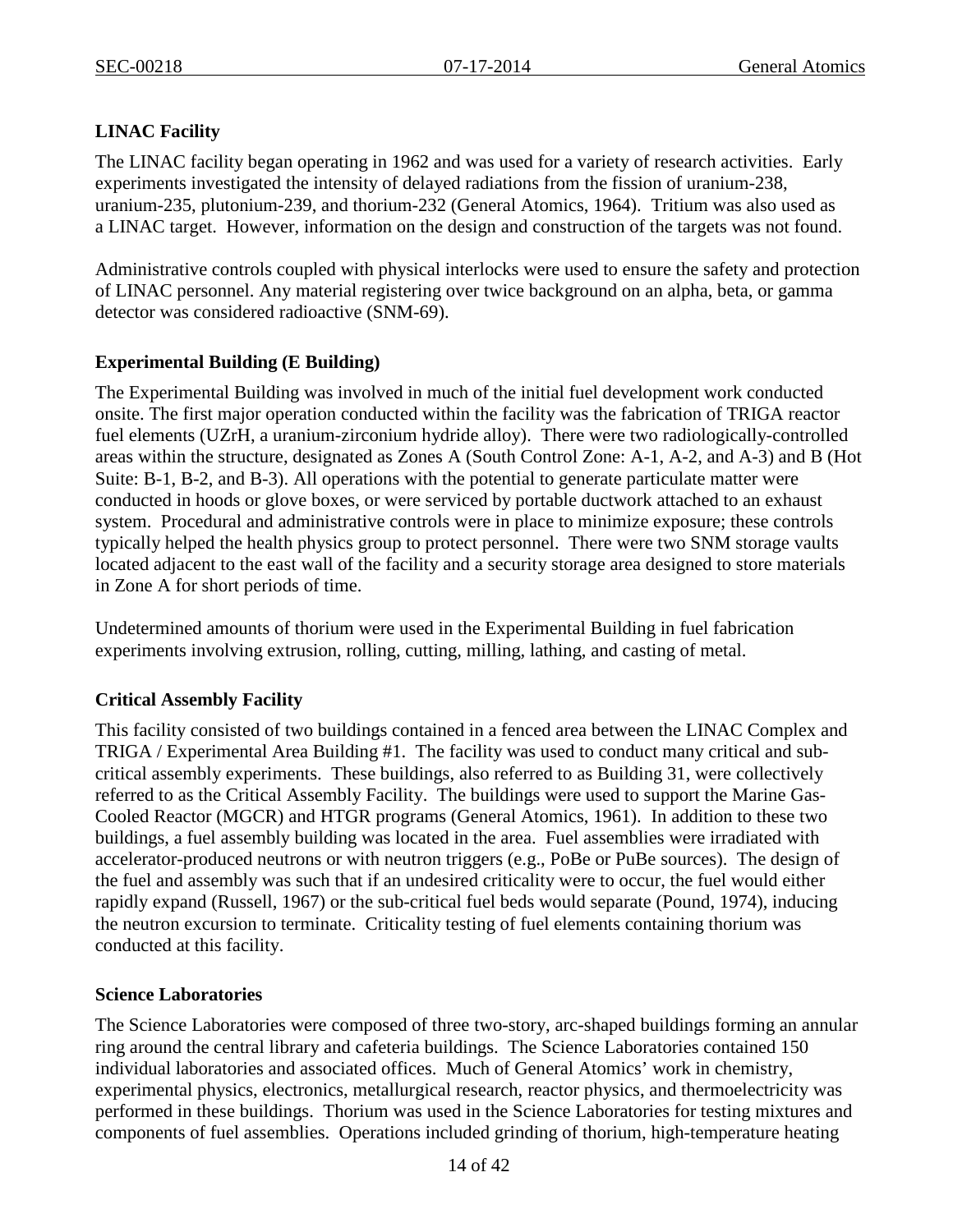**LINAC Facility**

The LINAC facility began operating in 1962 and was used for a variety of research activities. Early experiments investigated the intensity of delayed radiations from the fission of uranium-238, uranium-235, plutonium-239, and thorium-232 (General Atomics, 1964). Tritium was also used as a LINAC target. However, information on the design and construction of the targets was not found.

Administrative controls coupled with physical interlocks were used to ensure the safety and protection of LINAC personnel. Any material registering over twice background on an alpha, beta, or gamma detector was considered radioactive (SNM-69).

**Experimental Building (E Building)**

The Experimental Building was involved in much of the initial fuel development work conducted onsite. The first major operation conducted within the facility was the fabrication of TRIGA reactor fuel elements (UZrH, a uranium-zirconium hydride alloy). There were two radiologically-controlled areas within the structure, designated as Zones A (South Control Zone: A-1, A-2, and A-3) and B (Hot Suite: B-1, B-2, and B-3). All operations with the potential to generate particulate matter were conducted in hoods or glove boxes, or were serviced by portable ductwork attached to an exhaust system. Procedural and administrative controls were in place to minimize exposure; these controls typically helped the health physics group to protect personnel. There were two SNM storage vaults located adjacent to the east wall of the facility and a security storage area designed to store materials in Zone A for short periods of time.

Undetermined amounts of thorium were used in the Experimental Building in fuel fabrication experiments involving extrusion, rolling, cutting, milling, lathing, and casting of metal.

**Critical Assembly Facility**

This facility consisted of two buildings contained in a fenced area between the LINAC Complex and TRIGA / Experimental Area Building #1. The facility was used to conduct many critical and sub-critical assembly experiments. These buildings, also referred to as Building 31, were collectively referred to as the Critical Assembly Facility. The buildings were used to support the Marine Gas-Cooled Reactor (MGCR) and HTGR programs (General Atomics, 1961). In addition to these two buildings, a fuel assembly building was located in the area. Fuel assemblies were irradiated with accelerator-produced neutrons or with neutron triggers (e.g., PoBe or PuBe sources). The design of the fuel and assembly was such that if an undesired criticality were to occur, the fuel would either rapidly expand (Russell, 1967) or the sub-critical fuel beds would separate (Pound, 1974), inducing the neutron excursion to terminate. Criticality testing of fuel elements containing thorium was conducted at this facility.

**Science Laboratories**

The Science Laboratories were composed of three two-story, arc-shaped buildings forming an annular ring around the central library and cafeteria buildings. The Science Laboratories contained 150 individual laboratories and associated offices. Much of General Atomics' work in chemistry, experimental physics, electronics, metallurgical research, reactor physics, and thermoelectricity was performed in these buildings. Thorium was used in the Science Laboratories for testing mixtures and components of fuel assemblies. Operations included grinding of thorium, high-temperature heating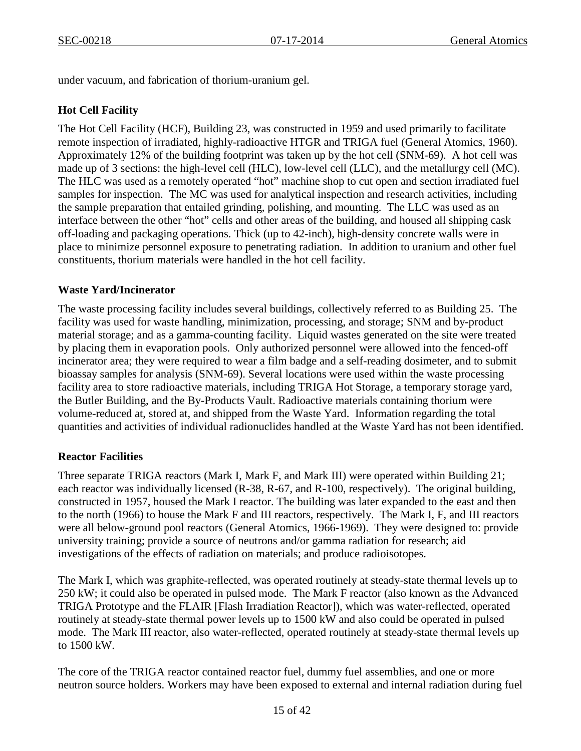under vacuum, and fabrication of thorium-uranium gel.

**Hot Cell Facility**

The Hot Cell Facility (HCF), Building 23, was constructed in 1959 and used primarily to facilitate remote inspection of irradiated, highly-radioactive HTGR and TRIGA fuel (General Atomics, 1960). Approximately 12% of the building footprint was taken up by the hot cell (SNM-69). A hot cell was made up of 3 sections: the high-level cell (HLC), low-level cell (LLC), and the metallurgy cell (MC). The HLC was used as a remotely operated "hot" machine shop to cut open and section irradiated fuel samples for inspection. The MC was used for analytical inspection and research activities, including the sample preparation that entailed grinding, polishing, and mounting. The LLC was used as an interface between the other "hot" cells and other areas of the building, and housed all shipping cask off-loading and packaging operations. Thick (up to 42-inch), high-density concrete walls were in place to minimize personnel exposure to penetrating radiation. In addition to uranium and other fuel constituents, thorium materials were handled in the hot cell facility.

**Waste Yard/Incinerator**

The waste processing facility includes several buildings, collectively referred to as Building 25. The facility was used for waste handling, minimization, processing, and storage; SNM and by-product material storage; and as a gamma-counting facility. Liquid wastes generated on the site were treated by placing them in evaporation pools. Only authorized personnel were allowed into the fenced-off incinerator area; they were required to wear a film badge and a self-reading dosimeter, and to submit bioassay samples for analysis (SNM-69). Several locations were used within the waste processing facility area to store radioactive materials, including TRIGA Hot Storage, a temporary storage yard, the Butler Building, and the By-Products Vault. Radioactive materials containing thorium were volume-reduced at, stored at, and shipped from the Waste Yard. Information regarding the total quantities and activities of individual radionuclides handled at the Waste Yard has not been identified.

**Reactor Facilities**

Three separate TRIGA reactors (Mark I, Mark F, and Mark III) were operated within Building 21; each reactor was individually licensed (R-38, R-67, and R-100, respectively). The original building, constructed in 1957, housed the Mark I reactor. The building was later expanded to the east and then to the north (1966) to house the Mark F and III reactors, respectively. The Mark I, F, and III reactors were all below-ground pool reactors (General Atomics, 1966-1969). They were designed to: provide university training; provide a source of neutrons and/or gamma radiation for research; aid investigations of the effects of radiation on materials; and produce radioisotopes.

The Mark I, which was graphite-reflected, was operated routinely at steady-state thermal levels up to 250 kW; it could also be operated in pulsed mode. The Mark F reactor (also known as the Advanced TRIGA Prototype and the FLAIR [Flash Irradiation Reactor]), which was water-reflected, operated routinely at steady-state thermal power levels up to 1500 kW and also could be operated in pulsed mode. The Mark III reactor, also water-reflected, operated routinely at steady-state thermal levels up to 1500 kW.

The core of the TRIGA reactor contained reactor fuel, dummy fuel assemblies, and one or more neutron source holders. Workers may have been exposed to external and internal radiation during fuel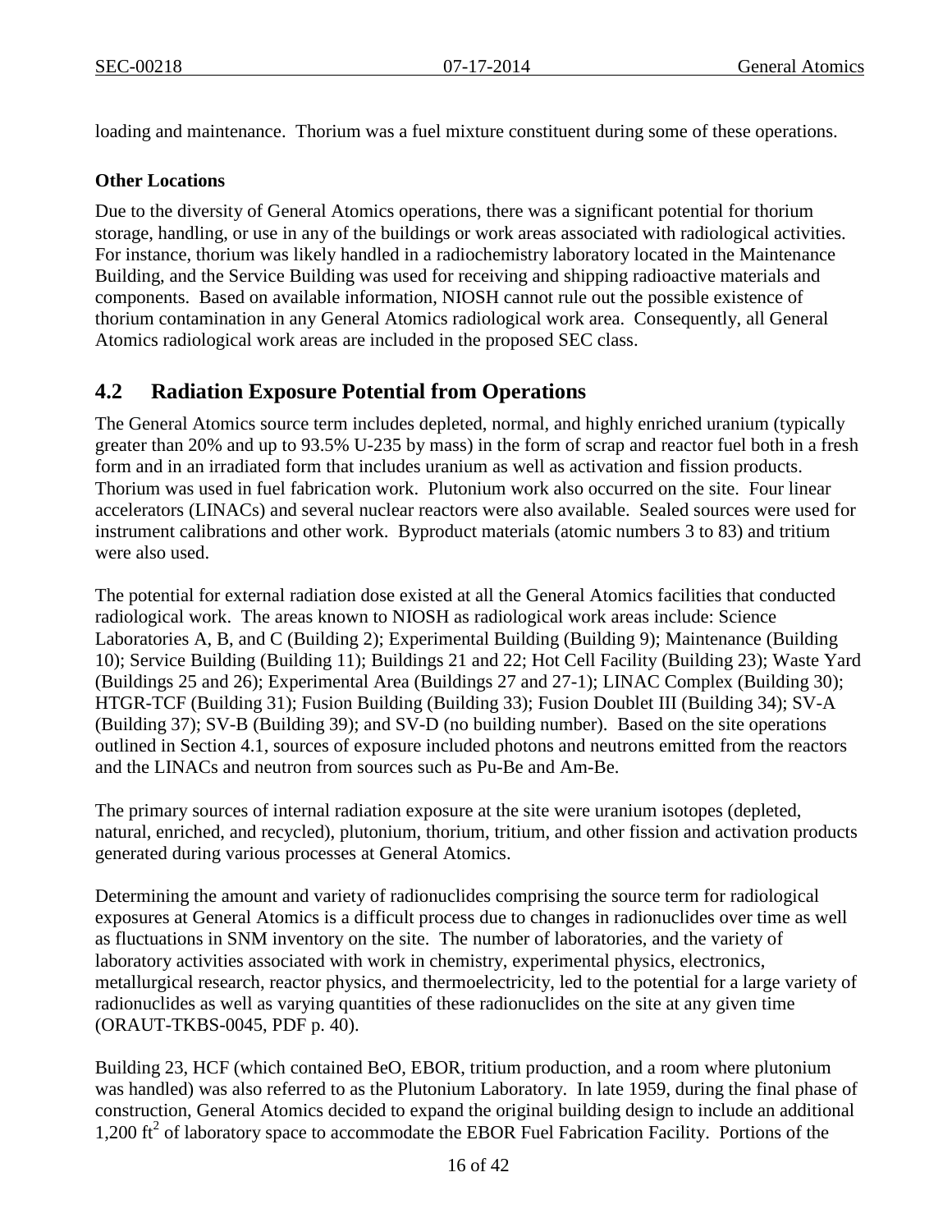loading and maintenance. Thorium was a fuel mixture constituent during some of these operations.

**Other Locations**

Due to the diversity of General Atomics operations, there was a significant potential for thorium storage, handling, or use in any of the buildings or work areas associated with radiological activities. For instance, thorium was likely handled in a radiochemistry laboratory located in the Maintenance Building, and the Service Building was used for receiving and shipping radioactive materials and components. Based on available information, NIOSH cannot rule out the possible existence of thorium contamination in any General Atomics radiological work area. Consequently, all General Atomics radiological work areas are included in the proposed SEC class.

## 4.2 Radiation Exposure Potential from Operations

The General Atomics source term includes depleted, normal, and highly enriched uranium (typically greater than 20% and up to 93.5% U-235 by mass) in the form of scrap and reactor fuel both in a fresh form and in an irradiated form that includes uranium as well as activation and fission products. Thorium was used in fuel fabrication work. Plutonium work also occurred on the site. Four linear accelerators (LINACs) and several nuclear reactors were also available. Sealed sources were used for instrument calibrations and other work. Byproduct materials (atomic numbers 3 to 83) and tritium were also used.

The potential for external radiation dose existed at all the General Atomics facilities that conducted radiological work. The areas known to NIOSH as radiological work areas include: Science Laboratories A, B, and C (Building 2); Experimental Building (Building 9); Maintenance (Building 10); Service Building (Building 11); Buildings 21 and 22; Hot Cell Facility (Building 23); Waste Yard (Buildings 25 and 26); Experimental Area (Buildings 27 and 27-1); LINAC Complex (Building 30); HTGR-TCF (Building 31); Fusion Building (Building 33); Fusion Doublet III (Building 34); SV-A (Building 37); SV-B (Building 39); and SV-D (no building number). Based on the site operations outlined in Section 4.1, sources of exposure included photons and neutrons emitted from the reactors and the LINACs and neutron from sources such as Pu-Be and Am-Be.

The primary sources of internal radiation exposure at the site were uranium isotopes (depleted, natural, enriched, and recycled), plutonium, thorium, tritium, and other fission and activation products generated during various processes at General Atomics.

Determining the amount and variety of radionuclides comprising the source term for radiological exposures at General Atomics is a difficult process due to changes in radionuclides over time as well as fluctuations in SNM inventory on the site. The number of laboratories, and the variety of laboratory activities associated with work in chemistry, experimental physics, electronics, metallurgical research, reactor physics, and thermoelectricity, led to the potential for a large variety of radionuclides as well as varying quantities of these radionuclides on the site at any given time (ORAUT-TKBS-0045, PDF p. 40).

Building 23, HCF (which contained BeO, EBOR, tritium production, and a room where plutonium was handled) was also referred to as the Plutonium Laboratory. In late 1959, during the final phase of construction, General Atomics decided to expand the original building design to include an additional 1,200 $ft^2$ of laboratory space to accommodate the EBOR Fuel Fabrication Facility. Portions of the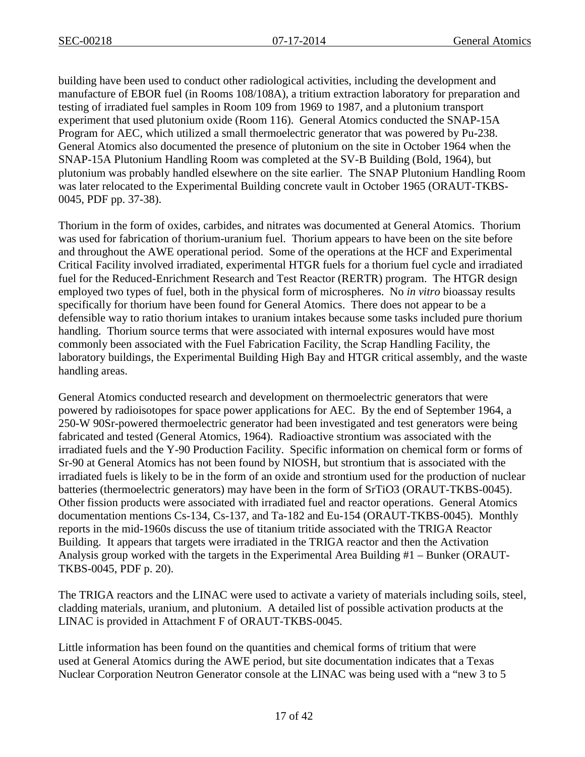building have been used to conduct other radiological activities, including the development and manufacture of EBOR fuel (in Rooms 108/108A), a tritium extraction laboratory for preparation and testing of irradiated fuel samples in Room 109 from 1969 to 1987, and a plutonium transport experiment that used plutonium oxide (Room 116). General Atomics conducted the SNAP-15A Program for AEC, which utilized a small thermoelectric generator that was powered by Pu-238. General Atomics also documented the presence of plutonium on the site in October 1964 when the SNAP-15A Plutonium Handling Room was completed at the SV-B Building (Bold, 1964), but plutonium was probably handled elsewhere on the site earlier. The SNAP Plutonium Handling Room was later relocated to the Experimental Building concrete vault in October 1965 (ORAUT-TKBS-0045, PDF pp. 37-38).

Thorium in the form of oxides, carbides, and nitrates was documented at General Atomics. Thorium was used for fabrication of thorium-uranium fuel. Thorium appears to have been on the site before and throughout the AWE operational period. Some of the operations at the HCF and Experimental Critical Facility involved irradiated, experimental HTGR fuels for a thorium fuel cycle and irradiated fuel for the Reduced-Enrichment Research and Test Reactor (RERTR) program. The HTGR design employed two types of fuel, both in the physical form of microspheres. No *in vitro* bioassay results specifically for thorium have been found for General Atomics. There does not appear to be a defensible way to ratio thorium intakes to uranium intakes because some tasks included pure thorium handling. Thorium source terms that were associated with internal exposures would have most commonly been associated with the Fuel Fabrication Facility, the Scrap Handling Facility, the laboratory buildings, the Experimental Building High Bay and HTGR critical assembly, and the waste handling areas.

General Atomics conducted research and development on thermoelectric generators that were powered by radioisotopes for space power applications for AEC. By the end of September 1964, a 250-W 90Sr-powered thermoelectric generator had been investigated and test generators were being fabricated and tested (General Atomics, 1964). Radioactive strontium was associated with the irradiated fuels and the Y-90 Production Facility. Specific information on chemical form or forms of Sr-90 at General Atomics has not been found by NIOSH, but strontium that is associated with the irradiated fuels is likely to be in the form of an oxide and strontium used for the production of nuclear batteries (thermoelectric generators) may have been in the form of SrTiO3 (ORAUT-TKBS-0045). Other fission products were associated with irradiated fuel and reactor operations. General Atomics documentation mentions Cs-134, Cs-137, and Ta-182 and Eu-154 (ORAUT-TKBS-0045). Monthly reports in the mid-1960s discuss the use of titanium tritide associated with the TRIGA Reactor Building. It appears that targets were irradiated in the TRIGA reactor and then the Activation Analysis group worked with the targets in the Experimental Area Building #1 – Bunker (ORAUT-TKBS-0045, PDF p. 20).

The TRIGA reactors and the LINAC were used to activate a variety of materials including soils, steel, cladding materials, uranium, and plutonium. A detailed list of possible activation products at the LINAC is provided in Attachment F of ORAUT-TKBS-0045.

Little information has been found on the quantities and chemical forms of tritium that were used at General Atomics during the AWE period, but site documentation indicates that a Texas Nuclear Corporation Neutron Generator console at the LINAC was being used with a "new 3 to 5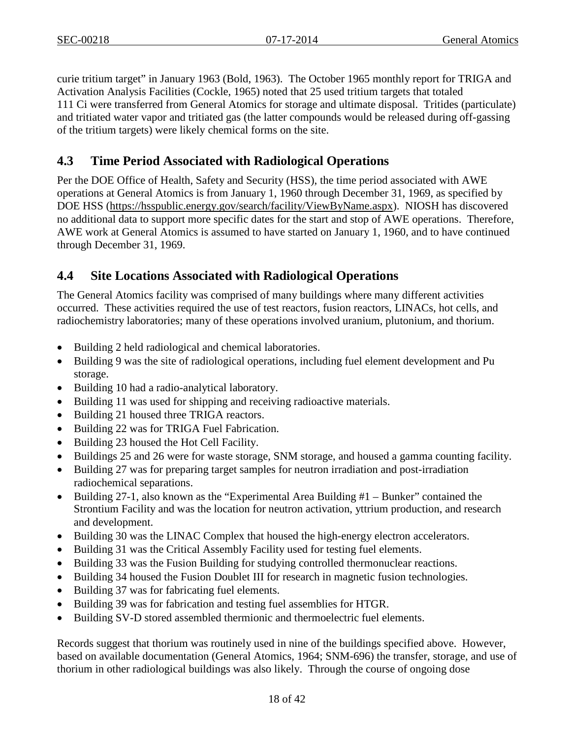curie tritium target" in January 1963 (Bold, 1963). The October 1965 monthly report for TRIGA and Activation Analysis Facilities (Cockle, 1965) noted that 25 used tritium targets that totaled 111 Ci were transferred from General Atomics for storage and ultimate disposal. Tritides (particulate) and tritiated water vapor and tritiated gas (the latter compounds would be released during off-gassing of the tritium targets) were likely chemical forms on the site.

## 4.3 Time Period Associated with Radiological Operations

Per the DOE Office of Health, Safety and Security (HSS), the time period associated with AWE operations at General Atomics is from January 1, 1960 through December 31, 1969, as specified by DOE HSS (https://hsspublic.energy.gov/search/facility/ViewByName.aspx). NIOSH has discovered no additional data to support more specific dates for the start and stop of AWE operations. Therefore, AWE work at General Atomics is assumed to have started on January 1, 1960, and to have continued through December 31, 1969.

## 4.4 Site Locations Associated with Radiological Operations

The General Atomics facility was comprised of many buildings where many different activities occurred. These activities required the use of test reactors, fusion reactors, LINACs, hot cells, and radiochemistry laboratories; many of these operations involved uranium, plutonium, and thorium.

- Building 2 held radiological and chemical laboratories.
- Building 9 was the site of radiological operations, including fuel element development and Pu storage.
- Building 10 had a radio-analytical laboratory.
- Building 11 was used for shipping and receiving radioactive materials.
- Building 21 housed three TRIGA reactors.
- Building 22 was for TRIGA Fuel Fabrication.
- Building 23 housed the Hot Cell Facility.
- Buildings 25 and 26 were for waste storage, SNM storage, and housed a gamma counting facility.
- Building 27 was for preparing target samples for neutron irradiation and post-irradiation radiochemical separations.
- Building 27-1, also known as the "Experimental Area Building #1 – Bunker" contained the Strontium Facility and was the location for neutron activation, yttrium production, and research and development.
- Building 30 was the LINAC Complex that housed the high-energy electron accelerators.
- Building 31 was the Critical Assembly Facility used for testing fuel elements.
- Building 33 was the Fusion Building for studying controlled thermonuclear reactions.
- Building 34 housed the Fusion Doublet III for research in magnetic fusion technologies.
- Building 37 was for fabricating fuel elements.
- Building 39 was for fabrication and testing fuel assemblies for HTGR.
- Building SV-D stored assembled thermionic and thermoelectric fuel elements.

Records suggest that thorium was routinely used in nine of the buildings specified above. However, based on available documentation (General Atomics, 1964; SNM-696) the transfer, storage, and use of thorium in other radiological buildings was also likely. Through the course of ongoing dose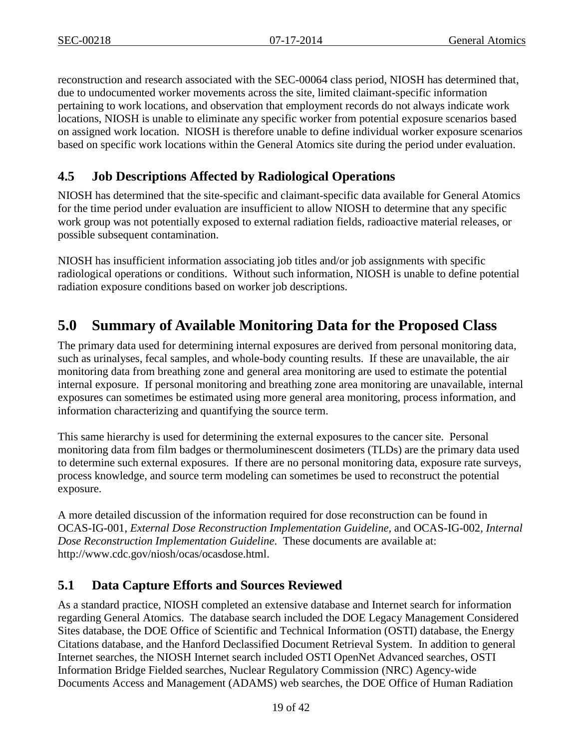reconstruction and research associated with the SEC-00064 class period, NIOSH has determined that, due to undocumented worker movements across the site, limited claimant-specific information pertaining to work locations, and observation that employment records do not always indicate work locations, NIOSH is unable to eliminate any specific worker from potential exposure scenarios based on assigned work location. NIOSH is therefore unable to define individual worker exposure scenarios based on specific work locations within the General Atomics site during the period under evaluation.

### 4.5 Job Descriptions Affected by Radiological Operations

NIOSH has determined that the site-specific and claimant-specific data available for General Atomics for the time period under evaluation are insufficient to allow NIOSH to determine that any specific work group was not potentially exposed to external radiation fields, radioactive material releases, or possible subsequent contamination.

NIOSH has insufficient information associating job titles and/or job assignments with specific radiological operations or conditions. Without such information, NIOSH is unable to define potential radiation exposure conditions based on worker job descriptions.

## 5.0 Summary of Available Monitoring Data for the Proposed Class

The primary data used for determining internal exposures are derived from personal monitoring data, such as urinalyses, fecal samples, and whole-body counting results. If these are unavailable, the air monitoring data from breathing zone and general area monitoring are used to estimate the potential internal exposure. If personal monitoring and breathing zone area monitoring are unavailable, internal exposures can sometimes be estimated using more general area monitoring, process information, and information characterizing and quantifying the source term.

This same hierarchy is used for determining the external exposures to the cancer site. Personal monitoring data from film badges or thermoluminescent dosimeters (TLDs) are the primary data used to determine such external exposures. If there are no personal monitoring data, exposure rate surveys, process knowledge, and source term modeling can sometimes be used to reconstruct the potential exposure.

A more detailed discussion of the information required for dose reconstruction can be found in OCAS-IG-001, *External Dose Reconstruction Implementation Guideline*, and OCAS-IG-002, *Internal Dose Reconstruction Implementation Guideline*. These documents are available at: http://www.cdc.gov/niosh/ocas/ocasdose.html.

### 5.1 Data Capture Efforts and Sources Reviewed

As a standard practice, NIOSH completed an extensive database and Internet search for information regarding General Atomics. The database search included the DOE Legacy Management Considered Sites database, the DOE Office of Scientific and Technical Information (OSTI) database, the Energy Citations database, and the Hanford Declassified Document Retrieval System. In addition to general Internet searches, the NIOSH Internet search included OSTI OpenNet Advanced searches, OSTI Information Bridge Fielded searches, Nuclear Regulatory Commission (NRC) Agency-wide Documents Access and Management (ADAMS) web searches, the DOE Office of Human Radiation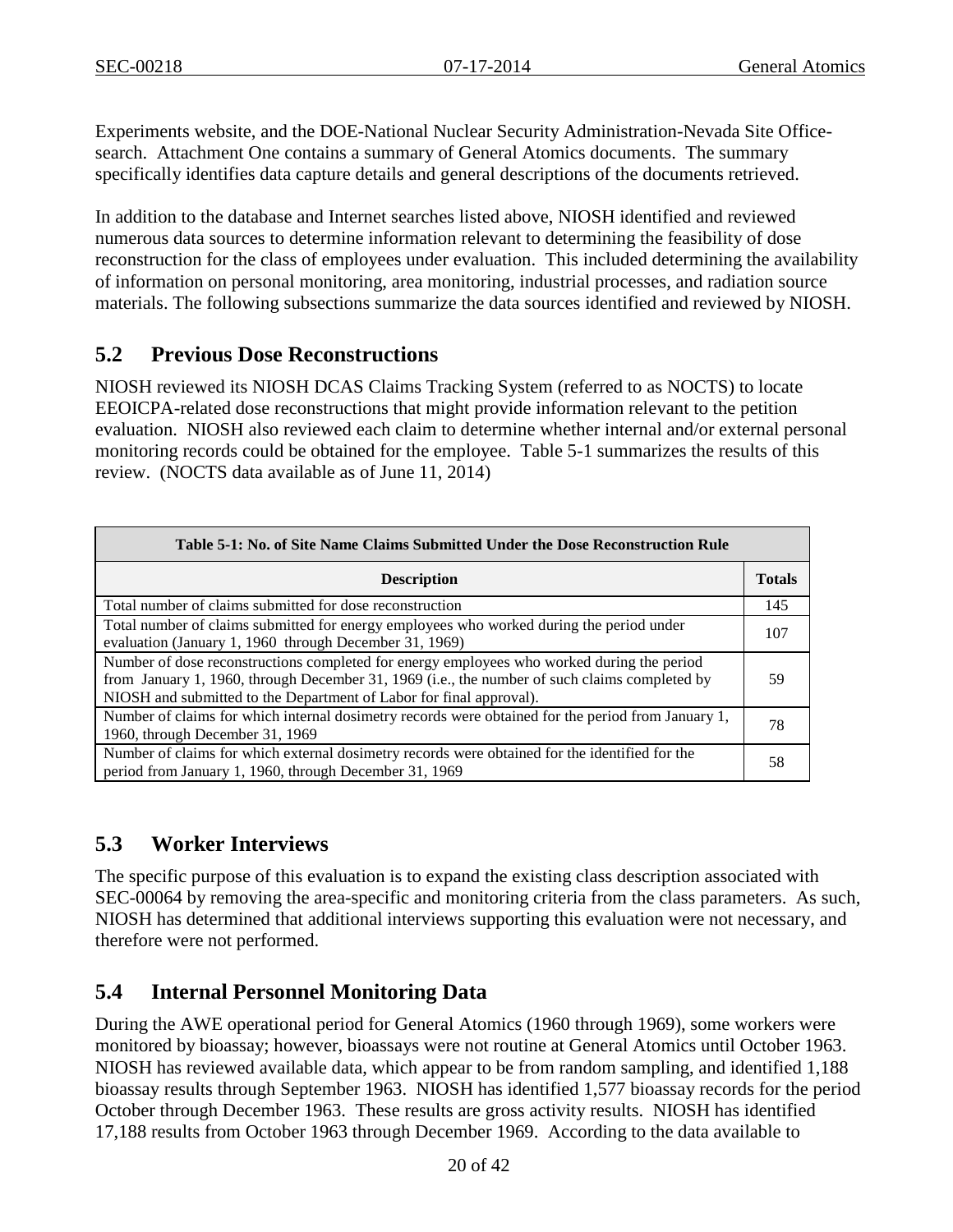Experiments website, and the DOE-National Nuclear Security Administration-Nevada Site Office-search. Attachment One contains a summary of General Atomics documents. The summary specifically identifies data capture details and general descriptions of the documents retrieved.

In addition to the database and Internet searches listed above, NIOSH identified and reviewed numerous data sources to determine information relevant to determining the feasibility of dose reconstruction for the class of employees under evaluation. This included determining the availability of information on personal monitoring, area monitoring, industrial processes, and radiation source materials. The following subsections summarize the data sources identified and reviewed by NIOSH.

## 5.2 Previous Dose Reconstructions

NIOSH reviewed its NIOSH DCAS Claims Tracking System (referred to as NOCTS) to locate EEOICPA-related dose reconstructions that might provide information relevant to the petition evaluation. NIOSH also reviewed each claim to determine whether internal and/or external personal monitoring records could be obtained for the employee. Table 5-1 summarizes the results of this review. (NOCTS data available as of June 11, 2014)

**Table 5-1: No. of Site Name Claims Submitted Under the Dose Reconstruction Rule**

| Description | Totals |
|---|---|
| Total number of claims submitted for dose reconstruction | 145 |
| Total number of claims submitted for energy employees who worked during the period under evaluation (January 1, 1960 through December 31, 1969) | 107 |
| Number of dose reconstructions completed for energy employees who worked during the period from January 1, 1960, through December 31, 1969 (i.e., the number of such claims completed by NIOSH and submitted to the Department of Labor for final approval). | 59 |
| Number of claims for which internal dosimetry records were obtained for the period from January 1, 1960, through December 31, 1969 | 78 |
| Number of claims for which external dosimetry records were obtained for the identified for the period from January 1, 1960, through December 31, 1969 | 58 |

## 5.3 Worker Interviews

The specific purpose of this evaluation is to expand the existing class description associated with SEC-00064 by removing the area-specific and monitoring criteria from the class parameters. As such, NIOSH has determined that additional interviews supporting this evaluation were not necessary, and therefore were not performed.

## 5.4 Internal Personnel Monitoring Data

During the AWE operational period for General Atomics (1960 through 1969), some workers were monitored by bioassay; however, bioassays were not routine at General Atomics until October 1963. NIOSH has reviewed available data, which appear to be from random sampling, and identified 1,188 bioassay results through September 1963. NIOSH has identified 1,577 bioassay records for the period October through December 1963. These results are gross activity results. NIOSH has identified 17,188 results from October 1963 through December 1969. According to the data available to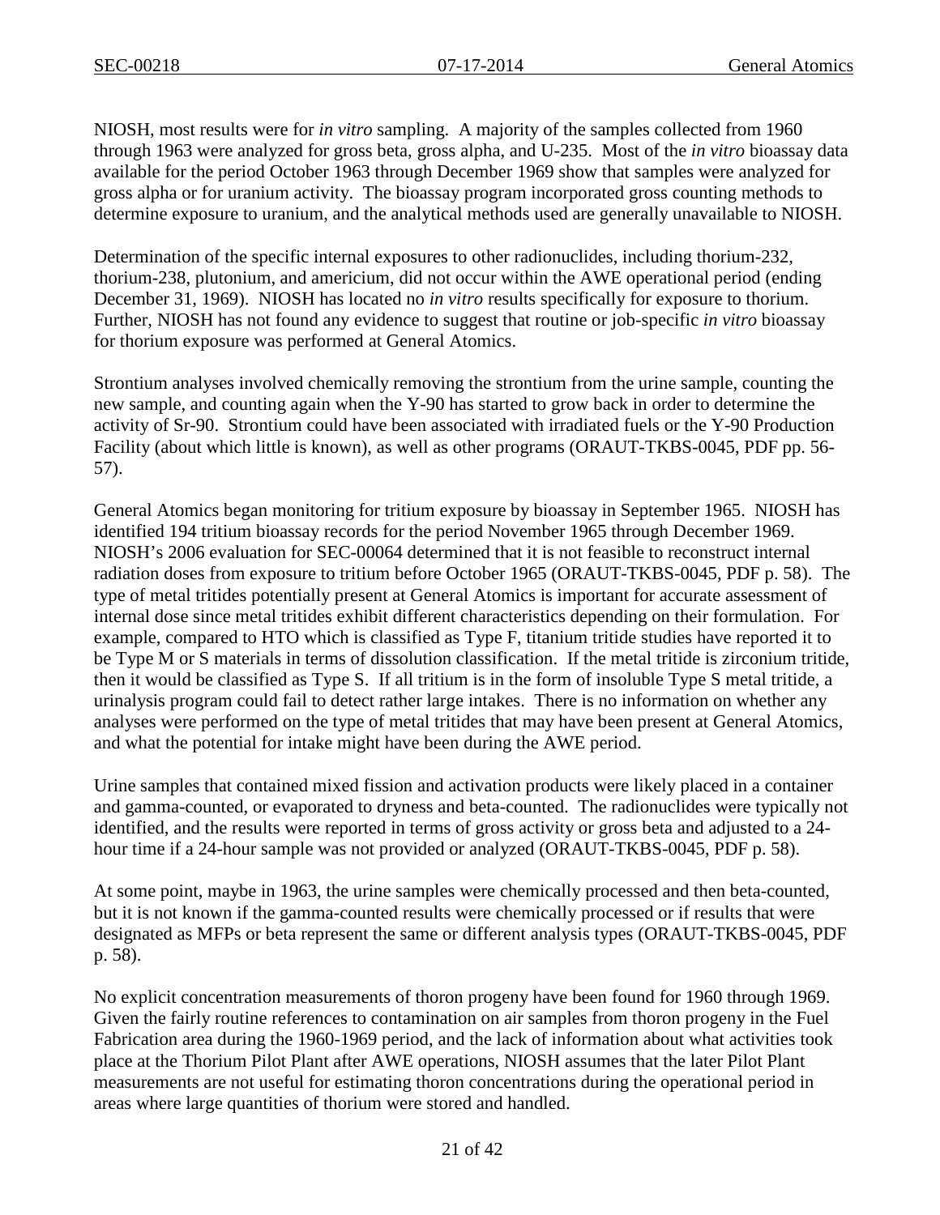NIOSH, most results were for *in vitro* sampling. A majority of the samples collected from 1960 through 1963 were analyzed for gross beta, gross alpha, and U-235. Most of the *in vitro* bioassay data available for the period October 1963 through December 1969 show that samples were analyzed for gross alpha or for uranium activity. The bioassay program incorporated gross counting methods to determine exposure to uranium, and the analytical methods used are generally unavailable to NIOSH.

Determination of the specific internal exposures to other radionuclides, including thorium-232, thorium-238, plutonium, and americium, did not occur within the AWE operational period (ending December 31, 1969). NIOSH has located no *in vitro* results specifically for exposure to thorium. Further, NIOSH has not found any evidence to suggest that routine or job-specific *in vitro* bioassay for thorium exposure was performed at General Atomics.

Strontium analyses involved chemically removing the strontium from the urine sample, counting the new sample, and counting again when the Y-90 has started to grow back in order to determine the activity of Sr-90. Strontium could have been associated with irradiated fuels or the Y-90 Production Facility (about which little is known), as well as other programs (ORAUT-TKBS-0045, PDF pp. 56-57).

General Atomics began monitoring for tritium exposure by bioassay in September 1965. NIOSH has identified 194 tritium bioassay records for the period November 1965 through December 1969. NIOSH's 2006 evaluation for SEC-00064 determined that it is not feasible to reconstruct internal radiation doses from exposure to tritium before October 1965 (ORAUT-TKBS-0045, PDF p. 58). The type of metal tritides potentially present at General Atomics is important for accurate assessment of internal dose since metal tritides exhibit different characteristics depending on their formulation. For example, compared to HTO which is classified as Type F, titanium tritide studies have reported it to be Type M or S materials in terms of dissolution classification. If the metal tritide is zirconium tritide, then it would be classified as Type S. If all tritium is in the form of insoluble Type S metal tritide, a urinalysis program could fail to detect rather large intakes. There is no information on whether any analyses were performed on the type of metal tritides that may have been present at General Atomics, and what the potential for intake might have been during the AWE period.

Urine samples that contained mixed fission and activation products were likely placed in a container and gamma-counted, or evaporated to dryness and beta-counted. The radionuclides were typically not identified, and the results were reported in terms of gross activity or gross beta and adjusted to a 24-hour time if a 24-hour sample was not provided or analyzed (ORAUT-TKBS-0045, PDF p. 58).

At some point, maybe in 1963, the urine samples were chemically processed and then beta-counted, but it is not known if the gamma-counted results were chemically processed or if results that were designated as MFPs or beta represent the same or different analysis types (ORAUT-TKBS-0045, PDF p. 58).

No explicit concentration measurements of thoron progeny have been found for 1960 through 1969. Given the fairly routine references to contamination on air samples from thoron progeny in the Fuel Fabrication area during the 1960-1969 period, and the lack of information about what activities took place at the Thorium Pilot Plant after AWE operations, NIOSH assumes that the later Pilot Plant measurements are not useful for estimating thoron concentrations during the operational period in areas where large quantities of thorium were stored and handled.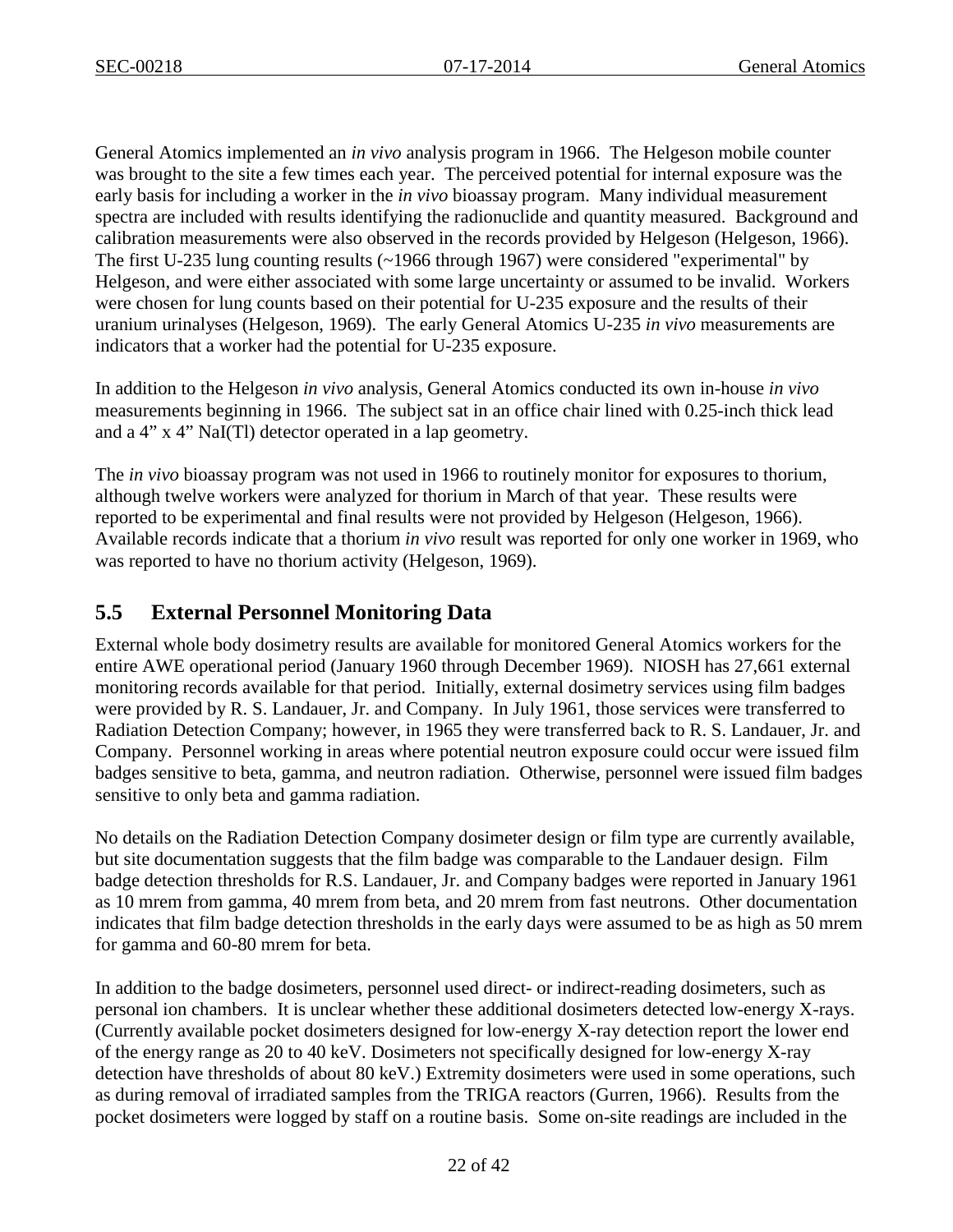General Atomics implemented an *in vivo* analysis program in 1966. The Helgeson mobile counter was brought to the site a few times each year. The perceived potential for internal exposure was the early basis for including a worker in the *in vivo* bioassay program. Many individual measurement spectra are included with results identifying the radionuclide and quantity measured. Background and calibration measurements were also observed in the records provided by Helgeson (Helgeson, 1966). The first U-235 lung counting results (~1966 through 1967) were considered "experimental" by Helgeson, and were either associated with some large uncertainty or assumed to be invalid. Workers were chosen for lung counts based on their potential for U-235 exposure and the results of their uranium urinalyses (Helgeson, 1969). The early General Atomics U-235 *in vivo* measurements are indicators that a worker had the potential for U-235 exposure.

In addition to the Helgeson *in vivo* analysis, General Atomics conducted its own in-house *in vivo* measurements beginning in 1966. The subject sat in an office chair lined with 0.25-inch thick lead and a 4" x 4" NaI(Tl) detector operated in a lap geometry.

The *in vivo* bioassay program was not used in 1966 to routinely monitor for exposures to thorium, although twelve workers were analyzed for thorium in March of that year. These results were reported to be experimental and final results were not provided by Helgeson (Helgeson, 1966). Available records indicate that a thorium *in vivo* result was reported for only one worker in 1969, who was reported to have no thorium activity (Helgeson, 1969).

## 5.5 External Personnel Monitoring Data

External whole body dosimetry results are available for monitored General Atomics workers for the entire AWE operational period (January 1960 through December 1969). NIOSH has 27,661 external monitoring records available for that period. Initially, external dosimetry services using film badges were provided by R. S. Landauer, Jr. and Company. In July 1961, those services were transferred to Radiation Detection Company; however, in 1965 they were transferred back to R. S. Landauer, Jr. and Company. Personnel working in areas where potential neutron exposure could occur were issued film badges sensitive to beta, gamma, and neutron radiation. Otherwise, personnel were issued film badges sensitive to only beta and gamma radiation.

No details on the Radiation Detection Company dosimeter design or film type are currently available, but site documentation suggests that the film badge was comparable to the Landauer design. Film badge detection thresholds for R.S. Landauer, Jr. and Company badges were reported in January 1961 as 10 mrem from gamma, 40 mrem from beta, and 20 mrem from fast neutrons. Other documentation indicates that film badge detection thresholds in the early days were assumed to be as high as 50 mrem for gamma and 60-80 mrem for beta.

In addition to the badge dosimeters, personnel used direct- or indirect-reading dosimeters, such as personal ion chambers. It is unclear whether these additional dosimeters detected low-energy X-rays. (Currently available pocket dosimeters designed for low-energy X-ray detection report the lower end of the energy range as 20 to 40 keV. Dosimeters not specifically designed for low-energy X-ray detection have thresholds of about 80 keV.) Extremity dosimeters were used in some operations, such as during removal of irradiated samples from the TRIGA reactors (Gurren, 1966). Results from the pocket dosimeters were logged by staff on a routine basis. Some on-site readings are included in the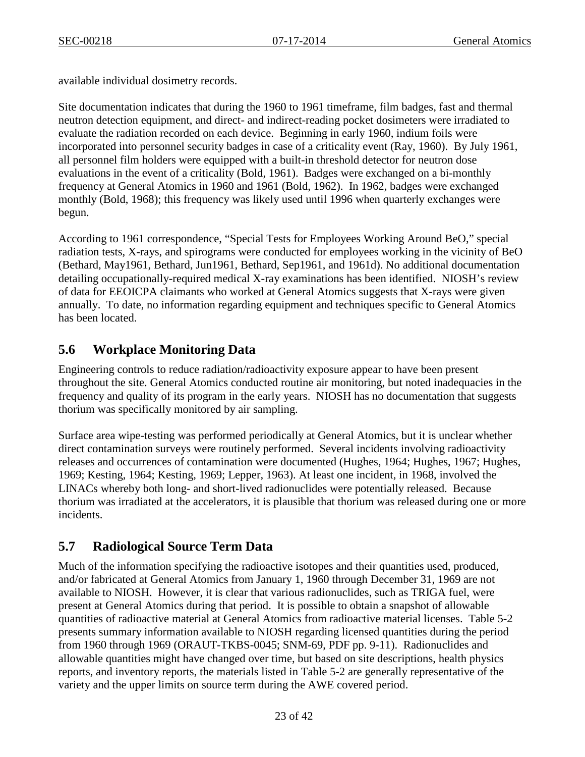available individual dosimetry records.

Site documentation indicates that during the 1960 to 1961 timeframe, film badges, fast and thermal neutron detection equipment, and direct- and indirect-reading pocket dosimeters were irradiated to evaluate the radiation recorded on each device. Beginning in early 1960, indium foils were incorporated into personnel security badges in case of a criticality event (Ray, 1960). By July 1961, all personnel film holders were equipped with a built-in threshold detector for neutron dose evaluations in the event of a criticality (Bold, 1961). Badges were exchanged on a bi-monthly frequency at General Atomics in 1960 and 1961 (Bold, 1962). In 1962, badges were exchanged monthly (Bold, 1968); this frequency was likely used until 1996 when quarterly exchanges were begun.

According to 1961 correspondence, "Special Tests for Employees Working Around BeO," special radiation tests, X-rays, and spirograms were conducted for employees working in the vicinity of BeO (Bethard, May1961, Bethard, Jun1961, Bethard, Sep1961, and 1961d). No additional documentation detailing occupationally-required medical X-ray examinations has been identified. NIOSH's review of data for EEOICPA claimants who worked at General Atomics suggests that X-rays were given annually. To date, no information regarding equipment and techniques specific to General Atomics has been located.

## 5.6 Workplace Monitoring Data

Engineering controls to reduce radiation/radioactivity exposure appear to have been present throughout the site. General Atomics conducted routine air monitoring, but noted inadequacies in the frequency and quality of its program in the early years. NIOSH has no documentation that suggests thorium was specifically monitored by air sampling.

Surface area wipe-testing was performed periodically at General Atomics, but it is unclear whether direct contamination surveys were routinely performed. Several incidents involving radioactivity releases and occurrences of contamination were documented (Hughes, 1964; Hughes, 1967; Hughes, 1969; Kesting, 1964; Kesting, 1969; Lepper, 1963). At least one incident, in 1968, involved the LINACs whereby both long- and short-lived radionuclides were potentially released. Because thorium was irradiated at the accelerators, it is plausible that thorium was released during one or more incidents.

## 5.7 Radiological Source Term Data

Much of the information specifying the radioactive isotopes and their quantities used, produced, and/or fabricated at General Atomics from January 1, 1960 through December 31, 1969 are not available to NIOSH. However, it is clear that various radionuclides, such as TRIGA fuel, were present at General Atomics during that period. It is possible to obtain a snapshot of allowable quantities of radioactive material at General Atomics from radioactive material licenses. Table 5-2 presents summary information available to NIOSH regarding licensed quantities during the period from 1960 through 1969 (ORAUT-TKBS-0045; SNM-69, PDF pp. 9-11). Radionuclides and allowable quantities might have changed over time, but based on site descriptions, health physics reports, and inventory reports, the materials listed in Table 5-2 are generally representative of the variety and the upper limits on source term during the AWE covered period.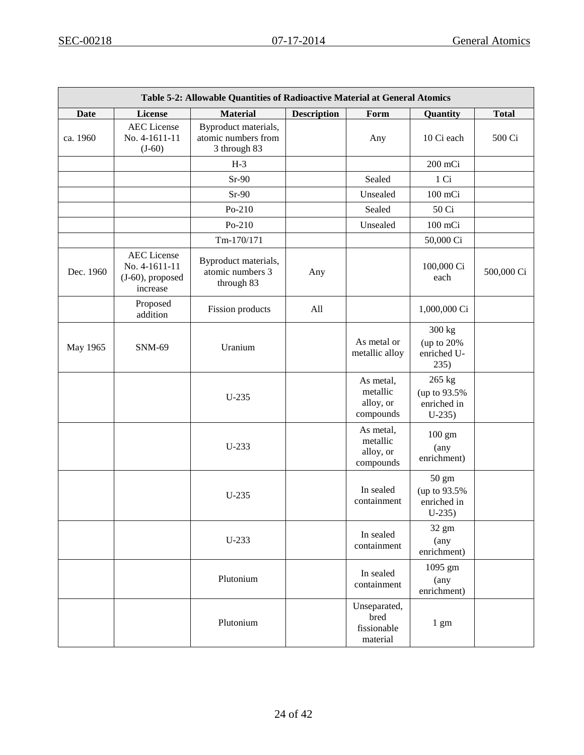| Table 5-2: Allowable Quantities of Radioactive Material at General Atomics | | | | | | |
|---|---|---|---|---|---|---|
| Date | License | Material | Description | Form | Quantity | Total |
| ca. 1960 | AEC License No. 4-1611-11 (J-60) | Byproduct materials, atomic numbers from 3 through 83 | | Any | 10 Ci each | 500 Ci |
| | | H-3 | | | 200 mCi | |
| | | Sr-90 | | Sealed | 1 Ci | |
| | | Sr-90 | | Unsealed | 100 mCi | |
| | | Po-210 | | Sealed | 50 Ci | |
| | | Po-210 | | Unsealed | 100 mCi | |
| | | Tm-170/171 | | | 50,000 Ci | |
| Dec. 1960 | AEC License No. 4-1611-11 (J-60), proposed increase | Byproduct materials, atomic numbers 3 through 83 | Any | | 100,000 Ci each | 500,000 Ci |
| | Proposed addition | Fission products | All | | 1,000,000 Ci | |
| May 1965 | SNM-69 | Uranium | | As metal or metallic alloy | 300 kg (up to 20% enriched U-235) | |
| | | U-235 | | As metal, metallic alloy, or compounds | 265 kg (up to 93.5% enriched in U-235) | |
| | | U-233 | | As metal, metallic alloy, or compounds | 100 gm (any enrichment) | |
| | | U-235 | | In sealed containment | 50 gm (up to 93.5% enriched in U-235) | |
| | | U-233 | | In sealed containment | 32 gm (any enrichment) | |
| | | Plutonium | | In sealed containment | 1095 gm (any enrichment) | |
| | | Plutonium | | Unseparated, bred fissionable material | 1 gm | |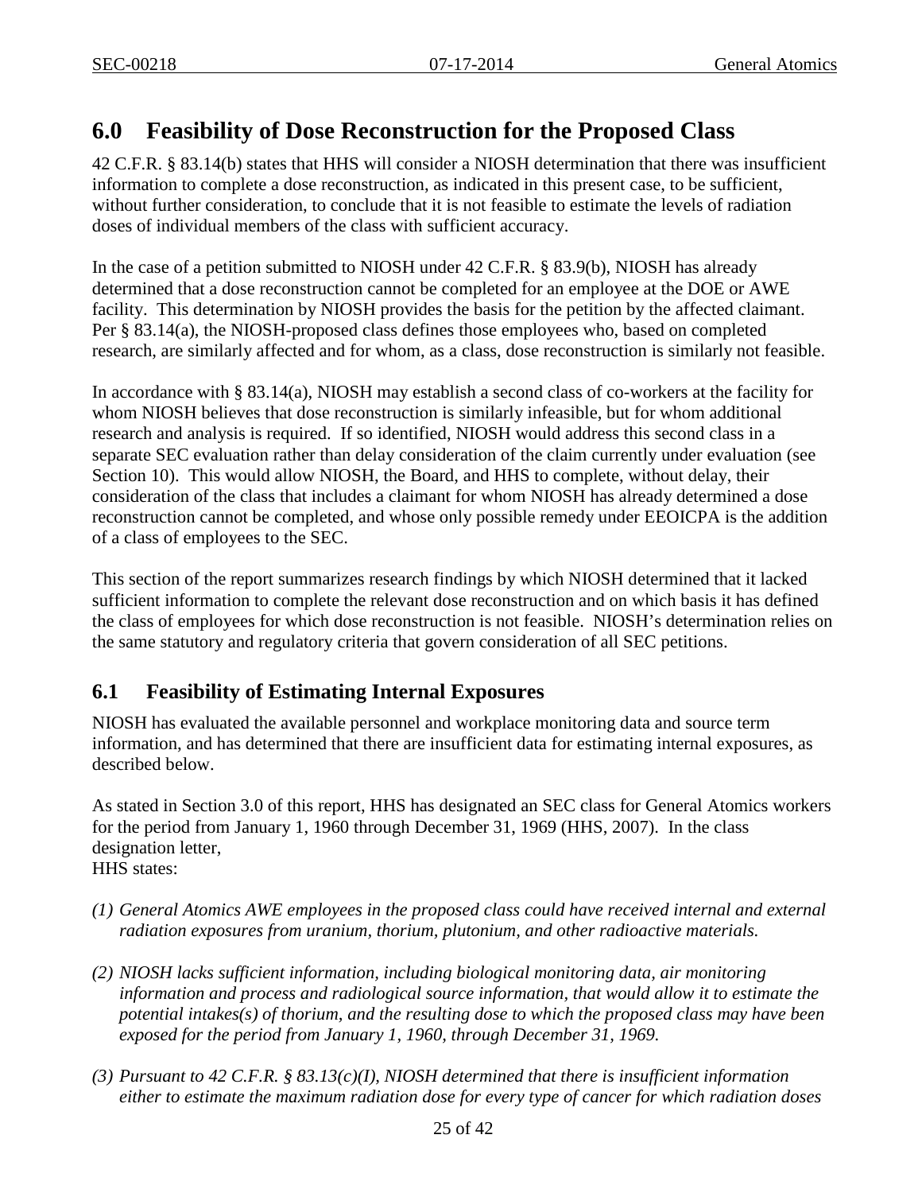## 6.0 Feasibility of Dose Reconstruction for the Proposed Class

42 C.F.R. § 83.14(b) states that HHS will consider a NIOSH determination that there was insufficient information to complete a dose reconstruction, as indicated in this present case, to be sufficient, without further consideration, to conclude that it is not feasible to estimate the levels of radiation doses of individual members of the class with sufficient accuracy.

In the case of a petition submitted to NIOSH under 42 C.F.R. § 83.9(b), NIOSH has already determined that a dose reconstruction cannot be completed for an employee at the DOE or AWE facility. This determination by NIOSH provides the basis for the petition by the affected claimant. Per § 83.14(a), the NIOSH-proposed class defines those employees who, based on completed research, are similarly affected and for whom, as a class, dose reconstruction is similarly not feasible.

In accordance with § 83.14(a), NIOSH may establish a second class of co-workers at the facility for whom NIOSH believes that dose reconstruction is similarly infeasible, but for whom additional research and analysis is required. If so identified, NIOSH would address this second class in a separate SEC evaluation rather than delay consideration of the claim currently under evaluation (see Section 10). This would allow NIOSH, the Board, and HHS to complete, without delay, their consideration of the class that includes a claimant for whom NIOSH has already determined a dose reconstruction cannot be completed, and whose only possible remedy under EEOICPA is the addition of a class of employees to the SEC.

This section of the report summarizes research findings by which NIOSH determined that it lacked sufficient information to complete the relevant dose reconstruction and on which basis it has defined the class of employees for which dose reconstruction is not feasible. NIOSH's determination relies on the same statutory and regulatory criteria that govern consideration of all SEC petitions.

### 6.1 Feasibility of Estimating Internal Exposures

NIOSH has evaluated the available personnel and workplace monitoring data and source term information, and has determined that there are insufficient data for estimating internal exposures, as described below.

As stated in Section 3.0 of this report, HHS has designated an SEC class for General Atomics workers for the period from January 1, 1960 through December 31, 1969 (HHS, 2007). In the class designation letter,
HHS states:

*(1) General Atomics AWE employees in the proposed class could have received internal and external radiation exposures from uranium, thorium, plutonium, and other radioactive materials.*

*(2) NIOSH lacks sufficient information, including biological monitoring data, air monitoring information and process and radiological source information, that would allow it to estimate the potential intakes(s) of thorium, and the resulting dose to which the proposed class may have been exposed for the period from January 1, 1960, through December 31, 1969.*

*(3) Pursuant to 42 C.F.R. § 83.13(c)(I), NIOSH determined that there is insufficient information either to estimate the maximum radiation dose for every type of cancer for which radiation doses*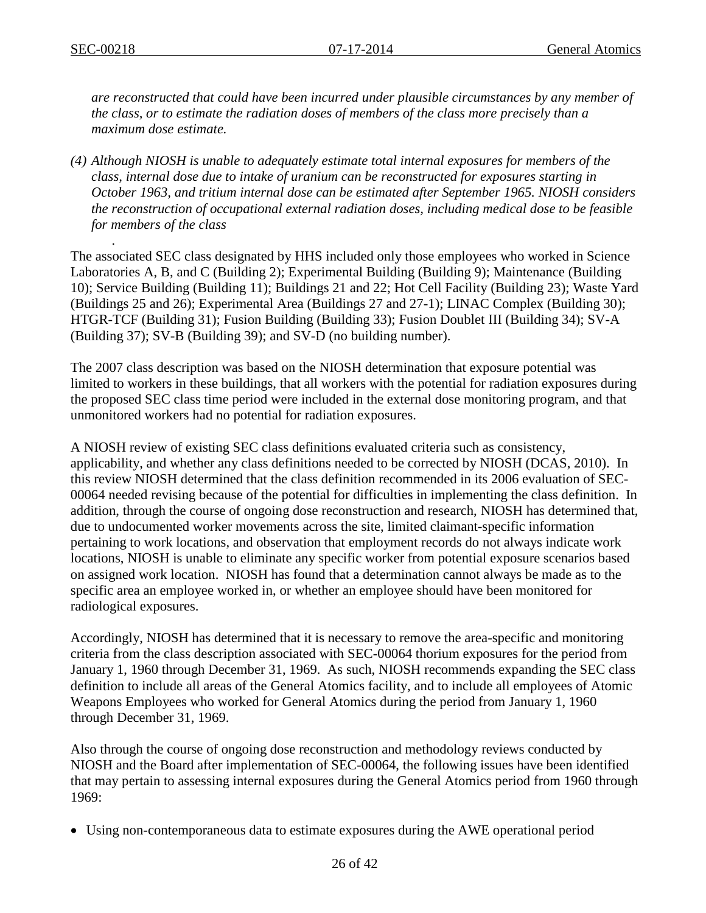*are reconstructed that could have been incurred under plausible circumstances by any member of the class, or to estimate the radiation doses of members of the class more precisely than a maximum dose estimate.*

*(4) Although NIOSH is unable to adequately estimate total internal exposures for members of the class, internal dose due to intake of uranium can be reconstructed for exposures starting in October 1963, and tritium internal dose can be estimated after September 1965. NIOSH considers the reconstruction of occupational external radiation doses, including medical dose to be feasible for members of the class*

.

The associated SEC class designated by HHS included only those employees who worked in Science Laboratories A, B, and C (Building 2); Experimental Building (Building 9); Maintenance (Building 10); Service Building (Building 11); Buildings 21 and 22; Hot Cell Facility (Building 23); Waste Yard (Buildings 25 and 26); Experimental Area (Buildings 27 and 27-1); LINAC Complex (Building 30); HTGR-TCF (Building 31); Fusion Building (Building 33); Fusion Doublet III (Building 34); SV-A (Building 37); SV-B (Building 39); and SV-D (no building number).

The 2007 class description was based on the NIOSH determination that exposure potential was limited to workers in these buildings, that all workers with the potential for radiation exposures during the proposed SEC class time period were included in the external dose monitoring program, and that unmonitored workers had no potential for radiation exposures.

A NIOSH review of existing SEC class definitions evaluated criteria such as consistency, applicability, and whether any class definitions needed to be corrected by NIOSH (DCAS, 2010). In this review NIOSH determined that the class definition recommended in its 2006 evaluation of SEC-00064 needed revising because of the potential for difficulties in implementing the class definition. In addition, through the course of ongoing dose reconstruction and research, NIOSH has determined that, due to undocumented worker movements across the site, limited claimant-specific information pertaining to work locations, and observation that employment records do not always indicate work locations, NIOSH is unable to eliminate any specific worker from potential exposure scenarios based on assigned work location. NIOSH has found that a determination cannot always be made as to the specific area an employee worked in, or whether an employee should have been monitored for radiological exposures.

Accordingly, NIOSH has determined that it is necessary to remove the area-specific and monitoring criteria from the class description associated with SEC-00064 thorium exposures for the period from January 1, 1960 through December 31, 1969. As such, NIOSH recommends expanding the SEC class definition to include all areas of the General Atomics facility, and to include all employees of Atomic Weapons Employees who worked for General Atomics during the period from January 1, 1960 through December 31, 1969.

Also through the course of ongoing dose reconstruction and methodology reviews conducted by NIOSH and the Board after implementation of SEC-00064, the following issues have been identified that may pertain to assessing internal exposures during the General Atomics period from 1960 through 1969:

- Using non-contemporaneous data to estimate exposures during the AWE operational period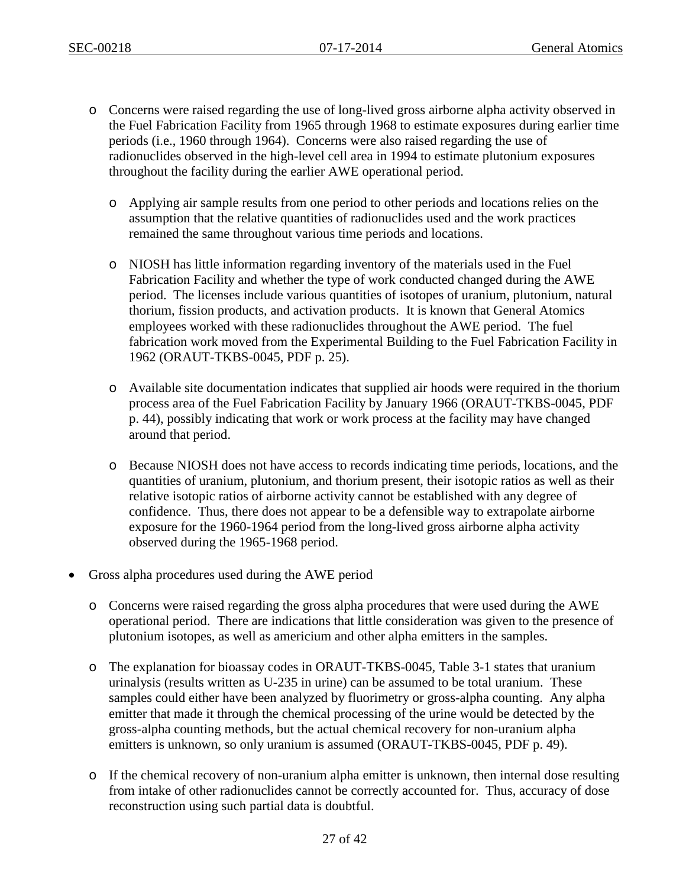- Concerns were raised regarding the use of long-lived gross airborne alpha activity observed in the Fuel Fabrication Facility from 1965 through 1968 to estimate exposures during earlier time periods (i.e., 1960 through 1964). Concerns were also raised regarding the use of radionuclides observed in the high-level cell area in 1994 to estimate plutonium exposures throughout the facility during the earlier AWE operational period.

  - Applying air sample results from one period to other periods and locations relies on the assumption that the relative quantities of radionuclides used and the work practices remained the same throughout various time periods and locations.

  - NIOSH has little information regarding inventory of the materials used in the Fuel Fabrication Facility and whether the type of work conducted changed during the AWE period. The licenses include various quantities of isotopes of uranium, plutonium, natural thorium, fission products, and activation products. It is known that General Atomics employees worked with these radionuclides throughout the AWE period. The fuel fabrication work moved from the Experimental Building to the Fuel Fabrication Facility in 1962 (ORAUT-TKBS-0045, PDF p. 25).

  - Available site documentation indicates that supplied air hoods were required in the thorium process area of the Fuel Fabrication Facility by January 1966 (ORAUT-TKBS-0045, PDF p. 44), possibly indicating that work or work process at the facility may have changed around that period.

  - Because NIOSH does not have access to records indicating time periods, locations, and the quantities of uranium, plutonium, and thorium present, their isotopic ratios as well as their relative isotopic ratios of airborne activity cannot be established with any degree of confidence. Thus, there does not appear to be a defensible way to extrapolate airborne exposure for the 1960-1964 period from the long-lived gross airborne alpha activity observed during the 1965-1968 period.

- Gross alpha procedures used during the AWE period

  - Concerns were raised regarding the gross alpha procedures that were used during the AWE operational period. There are indications that little consideration was given to the presence of plutonium isotopes, as well as americium and other alpha emitters in the samples.

  - The explanation for bioassay codes in ORAUT-TKBS-0045, Table 3-1 states that uranium urinalysis (results written as U-235 in urine) can be assumed to be total uranium. These samples could either have been analyzed by fluorimetry or gross-alpha counting. Any alpha emitter that made it through the chemical processing of the urine would be detected by the gross-alpha counting methods, but the actual chemical recovery for non-uranium alpha emitters is unknown, so only uranium is assumed (ORAUT-TKBS-0045, PDF p. 49).

  - If the chemical recovery of non-uranium alpha emitter is unknown, then internal dose resulting from intake of other radionuclides cannot be correctly accounted for. Thus, accuracy of dose reconstruction using such partial data is doubtful.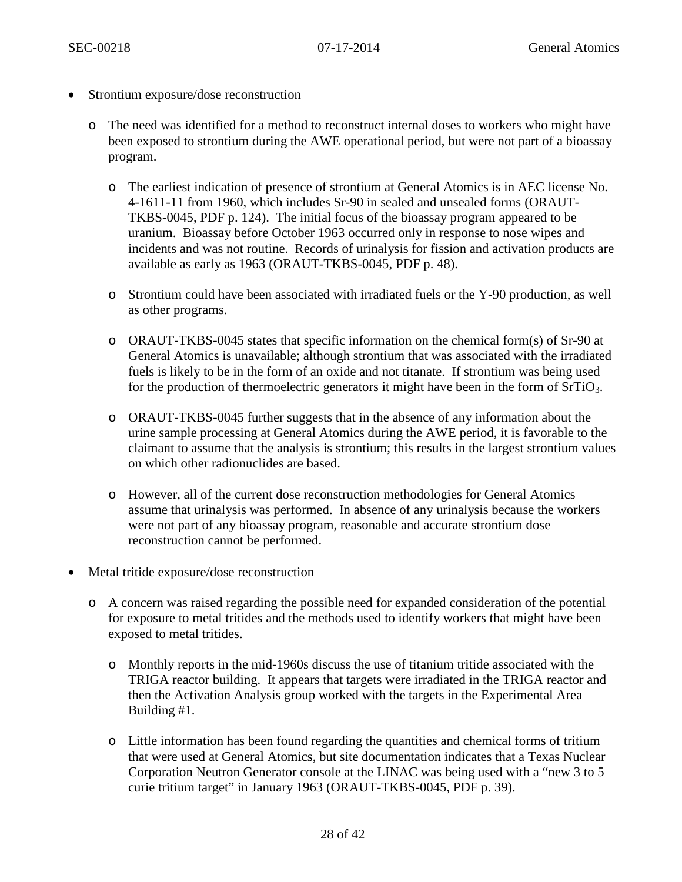- Strontium exposure/dose reconstruction
  - The need was identified for a method to reconstruct internal doses to workers who might have been exposed to strontium during the AWE operational period, but were not part of a bioassay program.
    - The earliest indication of presence of strontium at General Atomics is in AEC license No. 4-1611-11 from 1960, which includes Sr-90 in sealed and unsealed forms (ORAUT-TKBS-0045, PDF p. 124). The initial focus of the bioassay program appeared to be uranium. Bioassay before October 1963 occurred only in response to nose wipes and incidents and was not routine. Records of urinalysis for fission and activation products are available as early as 1963 (ORAUT-TKBS-0045, PDF p. 48).
    - Strontium could have been associated with irradiated fuels or the Y-90 production, as well as other programs.
    - ORAUT-TKBS-0045 states that specific information on the chemical form(s) of Sr-90 at General Atomics is unavailable; although strontium that was associated with the irradiated fuels is likely to be in the form of an oxide and not titanate. If strontium was being used for the production of thermoelectric generators it might have been in the form of $SrTiO_3$.
    - ORAUT-TKBS-0045 further suggests that in the absence of any information about the urine sample processing at General Atomics during the AWE period, it is favorable to the claimant to assume that the analysis is strontium; this results in the largest strontium values on which other radionuclides are based.
    - However, all of the current dose reconstruction methodologies for General Atomics assume that urinalysis was performed. In absence of any urinalysis because the workers were not part of any bioassay program, reasonable and accurate strontium dose reconstruction cannot be performed.
- Metal tritide exposure/dose reconstruction
  - A concern was raised regarding the possible need for expanded consideration of the potential for exposure to metal tritides and the methods used to identify workers that might have been exposed to metal tritides.
    - Monthly reports in the mid-1960s discuss the use of titanium tritide associated with the TRIGA reactor building. It appears that targets were irradiated in the TRIGA reactor and then the Activation Analysis group worked with the targets in the Experimental Area Building #1.
    - Little information has been found regarding the quantities and chemical forms of tritium that were used at General Atomics, but site documentation indicates that a Texas Nuclear Corporation Neutron Generator console at the LINAC was being used with a "new 3 to 5 curie tritium target" in January 1963 (ORAUT-TKBS-0045, PDF p. 39).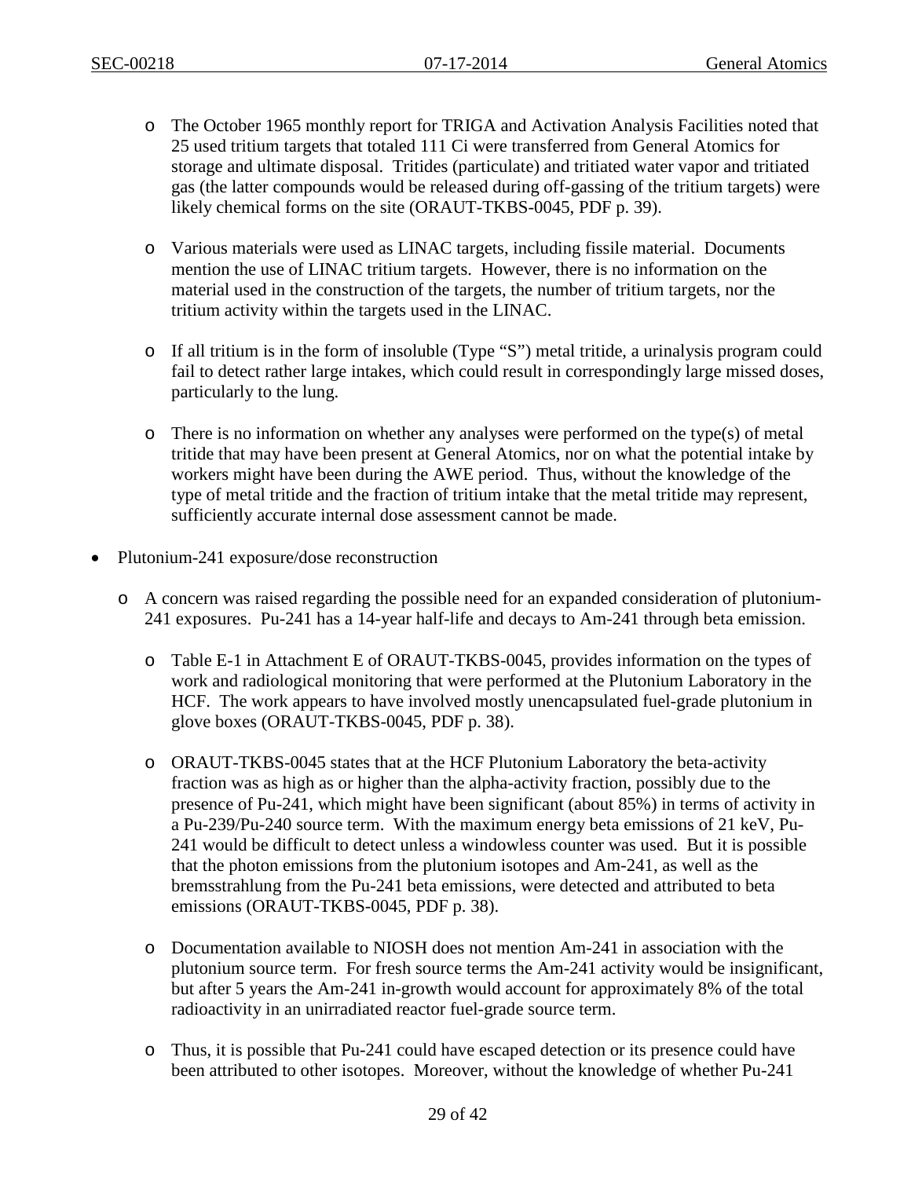- The October 1965 monthly report for TRIGA and Activation Analysis Facilities noted that 25 used tritium targets that totaled 111 Ci were transferred from General Atomics for storage and ultimate disposal. Tritides (particulate) and tritiated water vapor and tritiated gas (the latter compounds would be released during off-gassing of the tritium targets) were likely chemical forms on the site (ORAUT-TKBS-0045, PDF p. 39).

- Various materials were used as LINAC targets, including fissile material. Documents mention the use of LINAC tritium targets. However, there is no information on the material used in the construction of the targets, the number of tritium targets, nor the tritium activity within the targets used in the LINAC.

- If all tritium is in the form of insoluble (Type "S") metal tritide, a urinalysis program could fail to detect rather large intakes, which could result in correspondingly large missed doses, particularly to the lung.

- There is no information on whether any analyses were performed on the type(s) of metal tritide that may have been present at General Atomics, nor on what the potential intake by workers might have been during the AWE period. Thus, without the knowledge of the type of metal tritide and the fraction of tritium intake that the metal tritide may represent, sufficiently accurate internal dose assessment cannot be made.

- Plutonium-241 exposure/dose reconstruction
  - A concern was raised regarding the possible need for an expanded consideration of plutonium-241 exposures. Pu-241 has a 14-year half-life and decays to Am-241 through beta emission.
    - Table E-1 in Attachment E of ORAUT-TKBS-0045, provides information on the types of work and radiological monitoring that were performed at the Plutonium Laboratory in the HCF. The work appears to have involved mostly unencapsulated fuel-grade plutonium in glove boxes (ORAUT-TKBS-0045, PDF p. 38).
    - ORAUT-TKBS-0045 states that at the HCF Plutonium Laboratory the beta-activity fraction was as high as or higher than the alpha-activity fraction, possibly due to the presence of Pu-241, which might have been significant (about 85%) in terms of activity in a Pu-239/Pu-240 source term. With the maximum energy beta emissions of 21 keV, Pu-241 would be difficult to detect unless a windowless counter was used. But it is possible that the photon emissions from the plutonium isotopes and Am-241, as well as the bremsstrahlung from the Pu-241 beta emissions, were detected and attributed to beta emissions (ORAUT-TKBS-0045, PDF p. 38).
    - Documentation available to NIOSH does not mention Am-241 in association with the plutonium source term. For fresh source terms the Am-241 activity would be insignificant, but after 5 years the Am-241 in-growth would account for approximately 8% of the total radioactivity in an unirradiated reactor fuel-grade source term.
    - Thus, it is possible that Pu-241 could have escaped detection or its presence could have been attributed to other isotopes. Moreover, without the knowledge of whether Pu-241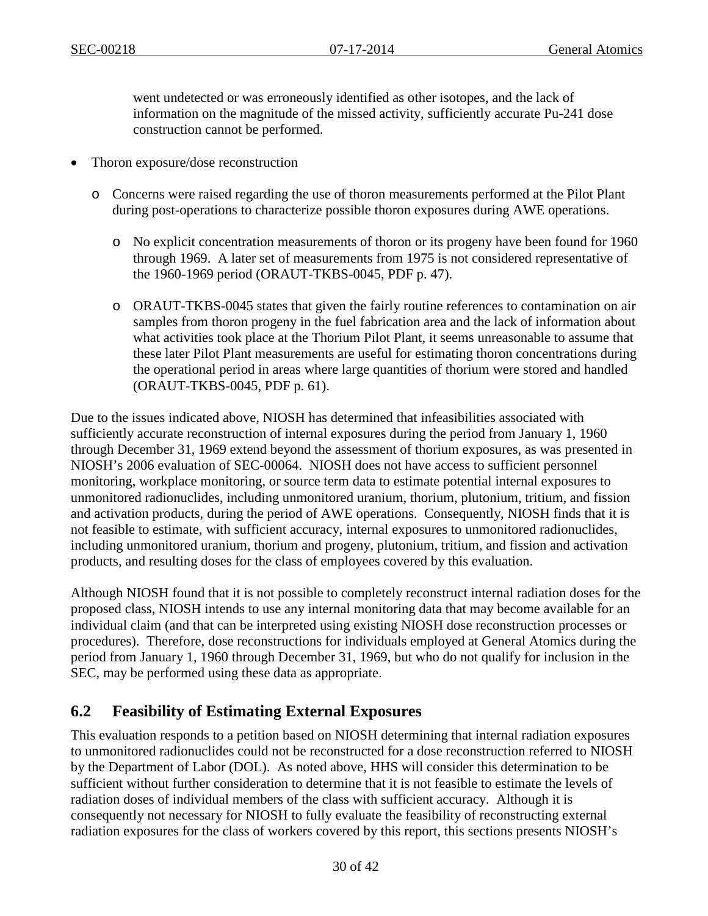went undetected or was erroneously identified as other isotopes, and the lack of information on the magnitude of the missed activity, sufficiently accurate Pu-241 dose construction cannot be performed.

- Thoron exposure/dose reconstruction
  - Concerns were raised regarding the use of thoron measurements performed at the Pilot Plant during post-operations to characterize possible thoron exposures during AWE operations.
    - No explicit concentration measurements of thoron or its progeny have been found for 1960 through 1969. A later set of measurements from 1975 is not considered representative of the 1960-1969 period (ORAUT-TKBS-0045, PDF p. 47).
    - ORAUT-TKBS-0045 states that given the fairly routine references to contamination on air samples from thoron progeny in the fuel fabrication area and the lack of information about what activities took place at the Thorium Pilot Plant, it seems unreasonable to assume that these later Pilot Plant measurements are useful for estimating thoron concentrations during the operational period in areas where large quantities of thorium were stored and handled (ORAUT-TKBS-0045, PDF p. 61).

Due to the issues indicated above, NIOSH has determined that infeasibilities associated with sufficiently accurate reconstruction of internal exposures during the period from January 1, 1960 through December 31, 1969 extend beyond the assessment of thorium exposures, as was presented in NIOSH's 2006 evaluation of SEC-00064. NIOSH does not have access to sufficient personnel monitoring, workplace monitoring, or source term data to estimate potential internal exposures to unmonitored radionuclides, including unmonitored uranium, thorium, plutonium, tritium, and fission and activation products, during the period of AWE operations. Consequently, NIOSH finds that it is not feasible to estimate, with sufficient accuracy, internal exposures to unmonitored radionuclides, including unmonitored uranium, thorium and progeny, plutonium, tritium, and fission and activation products, and resulting doses for the class of employees covered by this evaluation.

Although NIOSH found that it is not possible to completely reconstruct internal radiation doses for the proposed class, NIOSH intends to use any internal monitoring data that may become available for an individual claim (and that can be interpreted using existing NIOSH dose reconstruction processes or procedures). Therefore, dose reconstructions for individuals employed at General Atomics during the period from January 1, 1960 through December 31, 1969, but who do not qualify for inclusion in the SEC, may be performed using these data as appropriate.

## 6.2 Feasibility of Estimating External Exposures

This evaluation responds to a petition based on NIOSH determining that internal radiation exposures to unmonitored radionuclides could not be reconstructed for a dose reconstruction referred to NIOSH by the Department of Labor (DOL). As noted above, HHS will consider this determination to be sufficient without further consideration to determine that it is not feasible to estimate the levels of radiation doses of individual members of the class with sufficient accuracy. Although it is consequently not necessary for NIOSH to fully evaluate the feasibility of reconstructing external radiation exposures for the class of workers covered by this report, this sections presents NIOSH's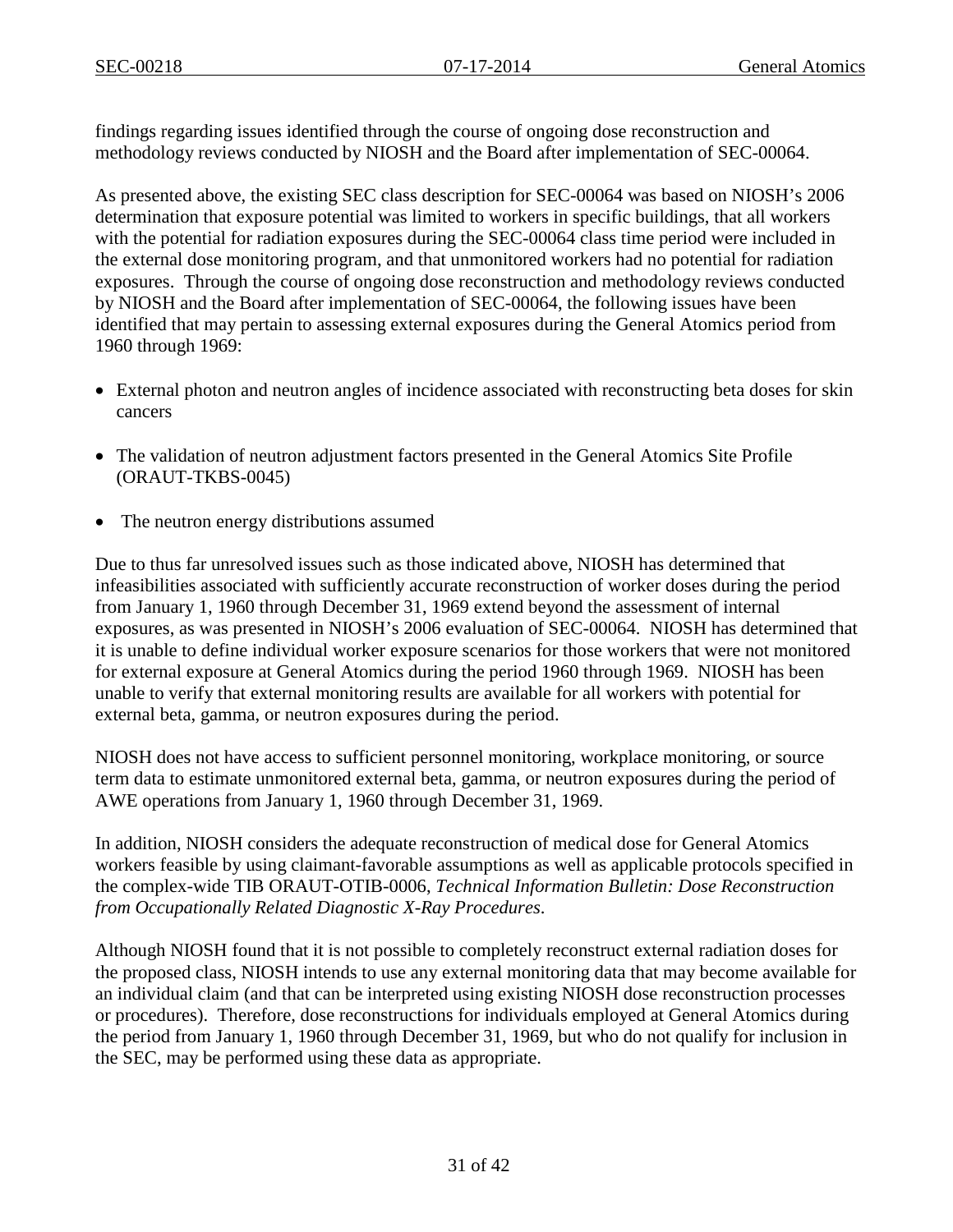findings regarding issues identified through the course of ongoing dose reconstruction and methodology reviews conducted by NIOSH and the Board after implementation of SEC-00064.

As presented above, the existing SEC class description for SEC-00064 was based on NIOSH's 2006 determination that exposure potential was limited to workers in specific buildings, that all workers with the potential for radiation exposures during the SEC-00064 class time period were included in the external dose monitoring program, and that unmonitored workers had no potential for radiation exposures. Through the course of ongoing dose reconstruction and methodology reviews conducted by NIOSH and the Board after implementation of SEC-00064, the following issues have been identified that may pertain to assessing external exposures during the General Atomics period from 1960 through 1969:

- External photon and neutron angles of incidence associated with reconstructing beta doses for skin cancers
- The validation of neutron adjustment factors presented in the General Atomics Site Profile (ORAUT-TKBS-0045)
- The neutron energy distributions assumed

Due to thus far unresolved issues such as those indicated above, NIOSH has determined that infeasibilities associated with sufficiently accurate reconstruction of worker doses during the period from January 1, 1960 through December 31, 1969 extend beyond the assessment of internal exposures, as was presented in NIOSH's 2006 evaluation of SEC-00064. NIOSH has determined that it is unable to define individual worker exposure scenarios for those workers that were not monitored for external exposure at General Atomics during the period 1960 through 1969. NIOSH has been unable to verify that external monitoring results are available for all workers with potential for external beta, gamma, or neutron exposures during the period.

NIOSH does not have access to sufficient personnel monitoring, workplace monitoring, or source term data to estimate unmonitored external beta, gamma, or neutron exposures during the period of AWE operations from January 1, 1960 through December 31, 1969.

In addition, NIOSH considers the adequate reconstruction of medical dose for General Atomics workers feasible by using claimant-favorable assumptions as well as applicable protocols specified in the complex-wide TIB ORAUT-OTIB-0006, *Technical Information Bulletin: Dose Reconstruction from Occupationally Related Diagnostic X-Ray Procedures*.

Although NIOSH found that it is not possible to completely reconstruct external radiation doses for the proposed class, NIOSH intends to use any external monitoring data that may become available for an individual claim (and that can be interpreted using existing NIOSH dose reconstruction processes or procedures). Therefore, dose reconstructions for individuals employed at General Atomics during the period from January 1, 1960 through December 31, 1969, but who do not qualify for inclusion in the SEC, may be performed using these data as appropriate.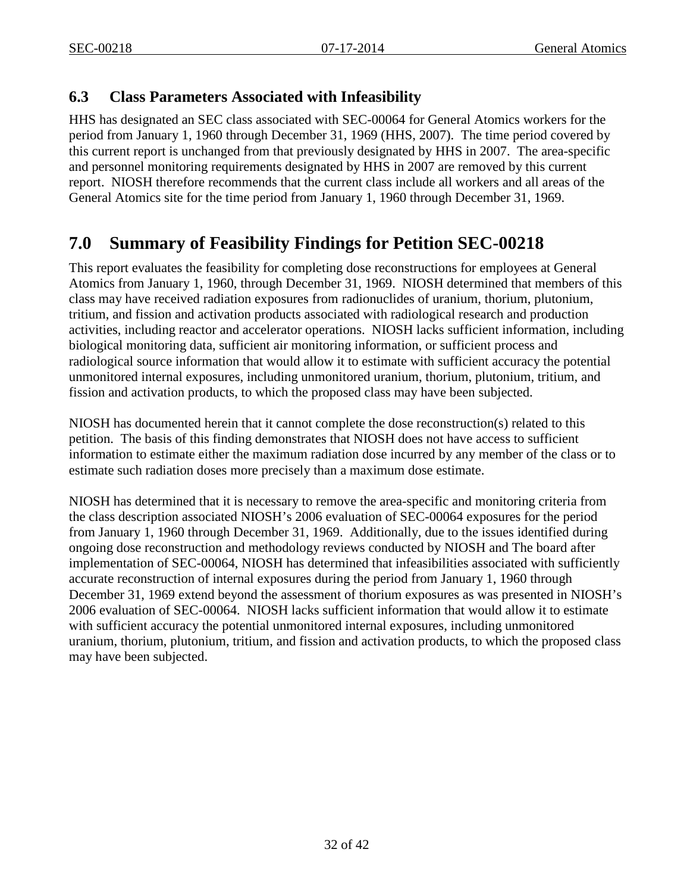## 6.3 Class Parameters Associated with Infeasibility

HHS has designated an SEC class associated with SEC-00064 for General Atomics workers for the period from January 1, 1960 through December 31, 1969 (HHS, 2007). The time period covered by this current report is unchanged from that previously designated by HHS in 2007. The area-specific and personnel monitoring requirements designated by HHS in 2007 are removed by this current report. NIOSH therefore recommends that the current class include all workers and all areas of the General Atomics site for the time period from January 1, 1960 through December 31, 1969.

# 7.0 Summary of Feasibility Findings for Petition SEC-00218

This report evaluates the feasibility for completing dose reconstructions for employees at General Atomics from January 1, 1960, through December 31, 1969. NIOSH determined that members of this class may have received radiation exposures from radionuclides of uranium, thorium, plutonium, tritium, and fission and activation products associated with radiological research and production activities, including reactor and accelerator operations. NIOSH lacks sufficient information, including biological monitoring data, sufficient air monitoring information, or sufficient process and radiological source information that would allow it to estimate with sufficient accuracy the potential unmonitored internal exposures, including unmonitored uranium, thorium, plutonium, tritium, and fission and activation products, to which the proposed class may have been subjected.

NIOSH has documented herein that it cannot complete the dose reconstruction(s) related to this petition. The basis of this finding demonstrates that NIOSH does not have access to sufficient information to estimate either the maximum radiation dose incurred by any member of the class or to estimate such radiation doses more precisely than a maximum dose estimate.

NIOSH has determined that it is necessary to remove the area-specific and monitoring criteria from the class description associated NIOSH's 2006 evaluation of SEC-00064 exposures for the period from January 1, 1960 through December 31, 1969. Additionally, due to the issues identified during ongoing dose reconstruction and methodology reviews conducted by NIOSH and The board after implementation of SEC-00064, NIOSH has determined that infeasibilities associated with sufficiently accurate reconstruction of internal exposures during the period from January 1, 1960 through December 31, 1969 extend beyond the assessment of thorium exposures as was presented in NIOSH's 2006 evaluation of SEC-00064. NIOSH lacks sufficient information that would allow it to estimate with sufficient accuracy the potential unmonitored internal exposures, including unmonitored uranium, thorium, plutonium, tritium, and fission and activation products, to which the proposed class may have been subjected.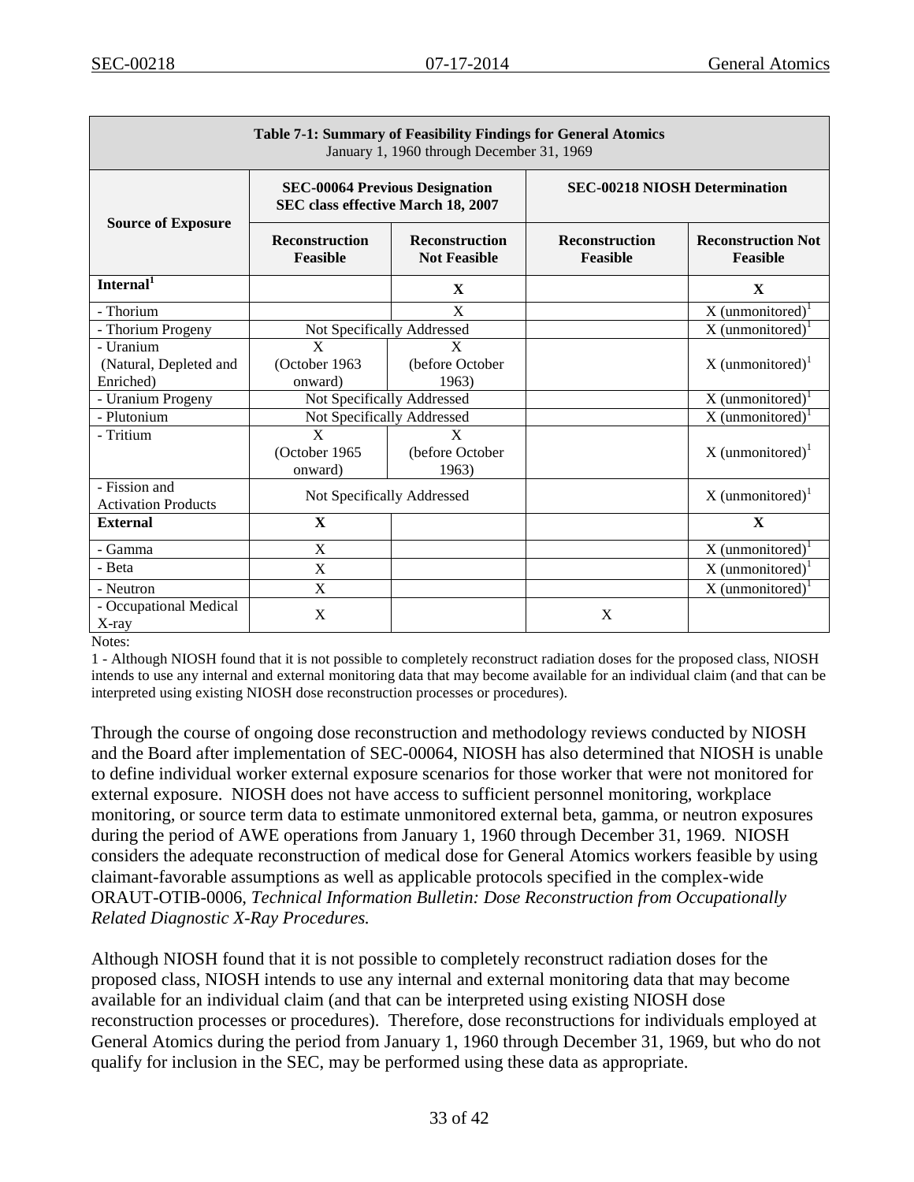| Table 7-1: Summary of Feasibility Findings for General Atomics<br>January 1, 1960 through December 31, 1969 | | | | |
|---|---|---|---|---|
| **Source of Exposure** | **SEC-00064 Previous Designation SEC class effective March 18, 2007** | | **SEC-00218 NIOSH Determination** | |
| | **Reconstruction Feasible** | **Reconstruction Not Feasible** | **Reconstruction Feasible** | **Reconstruction Not Feasible** |
| **Internal[1]** | | **X** | | **X** |
| - Thorium | | X | | X (unmonitored)[1] |
| - Thorium Progeny | Not Specifically Addressed | | | X (unmonitored)[1] |
| - Uranium (Natural, Depleted and Enriched) | X (October 1963 onward) | X (before October 1963) | | X (unmonitored)[1] |
| - Uranium Progeny | Not Specifically Addressed | | | X (unmonitored)[1] |
| - Plutonium | Not Specifically Addressed | | | X (unmonitored)[1] |
| - Tritium | X (October 1965 onward) | X (before October 1963) | | X (unmonitored)[1] |
| - Fission and Activation Products | Not Specifically Addressed | | | X (unmonitored)[1] |
| **External** | **X** | | | **X** |
| - Gamma | X | | | X (unmonitored)[1] |
| - Beta | X | | | X (unmonitored)[1] |
| - Neutron | X | | | X (unmonitored)[1] |
| - Occupational Medical X-ray | X | | X | |

Notes:

1 - Although NIOSH found that it is not possible to completely reconstruct radiation doses for the proposed class, NIOSH intends to use any internal and external monitoring data that may become available for an individual claim (and that can be interpreted using existing NIOSH dose reconstruction processes or procedures).

Through the course of ongoing dose reconstruction and methodology reviews conducted by NIOSH and the Board after implementation of SEC-00064, NIOSH has also determined that NIOSH is unable to define individual worker external exposure scenarios for those worker that were not monitored for external exposure. NIOSH does not have access to sufficient personnel monitoring, workplace monitoring, or source term data to estimate unmonitored external beta, gamma, or neutron exposures during the period of AWE operations from January 1, 1960 through December 31, 1969. NIOSH considers the adequate reconstruction of medical dose for General Atomics workers feasible by using claimant-favorable assumptions as well as applicable protocols specified in the complex-wide ORAUT-OTIB-0006, *Technical Information Bulletin: Dose Reconstruction from Occupationally Related Diagnostic X-Ray Procedures.*

Although NIOSH found that it is not possible to completely reconstruct radiation doses for the proposed class, NIOSH intends to use any internal and external monitoring data that may become available for an individual claim (and that can be interpreted using existing NIOSH dose reconstruction processes or procedures). Therefore, dose reconstructions for individuals employed at General Atomics during the period from January 1, 1960 through December 31, 1969, but who do not qualify for inclusion in the SEC, may be performed using these data as appropriate.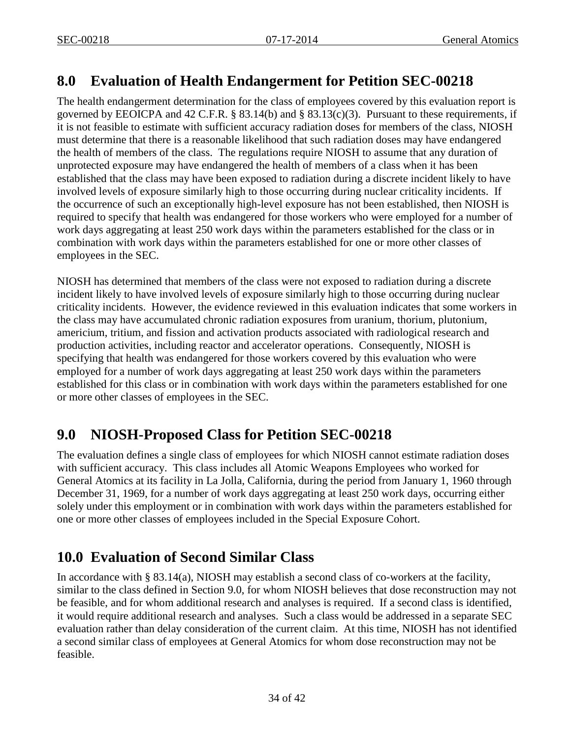## 8.0 Evaluation of Health Endangerment for Petition SEC-00218

The health endangerment determination for the class of employees covered by this evaluation report is governed by EEOICPA and 42 C.F.R. § 83.14(b) and § 83.13(c)(3). Pursuant to these requirements, if it is not feasible to estimate with sufficient accuracy radiation doses for members of the class, NIOSH must determine that there is a reasonable likelihood that such radiation doses may have endangered the health of members of the class. The regulations require NIOSH to assume that any duration of unprotected exposure may have endangered the health of members of a class when it has been established that the class may have been exposed to radiation during a discrete incident likely to have involved levels of exposure similarly high to those occurring during nuclear criticality incidents. If the occurrence of such an exceptionally high-level exposure has not been established, then NIOSH is required to specify that health was endangered for those workers who were employed for a number of work days aggregating at least 250 work days within the parameters established for the class or in combination with work days within the parameters established for one or more other classes of employees in the SEC.

NIOSH has determined that members of the class were not exposed to radiation during a discrete incident likely to have involved levels of exposure similarly high to those occurring during nuclear criticality incidents. However, the evidence reviewed in this evaluation indicates that some workers in the class may have accumulated chronic radiation exposures from uranium, thorium, plutonium, americium, tritium, and fission and activation products associated with radiological research and production activities, including reactor and accelerator operations. Consequently, NIOSH is specifying that health was endangered for those workers covered by this evaluation who were employed for a number of work days aggregating at least 250 work days within the parameters established for this class or in combination with work days within the parameters established for one or more other classes of employees in the SEC.

## 9.0 NIOSH-Proposed Class for Petition SEC-00218

The evaluation defines a single class of employees for which NIOSH cannot estimate radiation doses with sufficient accuracy. This class includes all Atomic Weapons Employees who worked for General Atomics at its facility in La Jolla, California, during the period from January 1, 1960 through December 31, 1969, for a number of work days aggregating at least 250 work days, occurring either solely under this employment or in combination with work days within the parameters established for one or more other classes of employees included in the Special Exposure Cohort.

## 10.0 Evaluation of Second Similar Class

In accordance with § 83.14(a), NIOSH may establish a second class of co-workers at the facility, similar to the class defined in Section 9.0, for whom NIOSH believes that dose reconstruction may not be feasible, and for whom additional research and analyses is required. If a second class is identified, it would require additional research and analyses. Such a class would be addressed in a separate SEC evaluation rather than delay consideration of the current claim. At this time, NIOSH has not identified a second similar class of employees at General Atomics for whom dose reconstruction may not be feasible.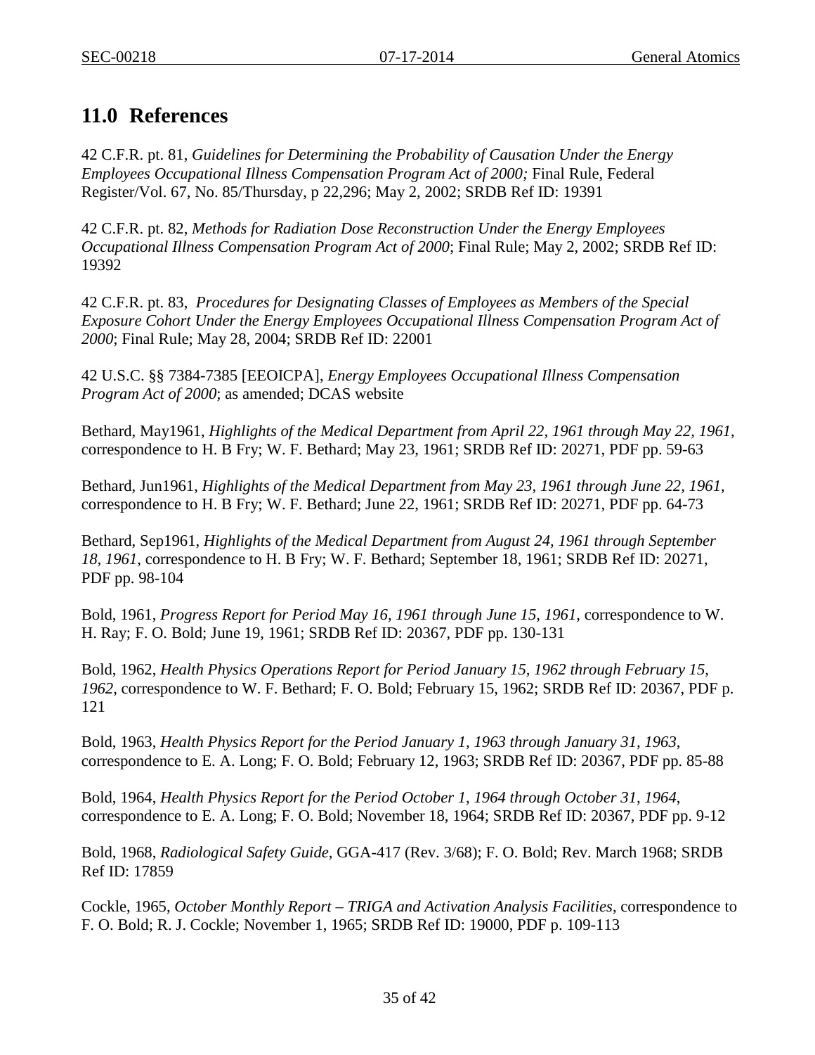## 11.0 References

42 C.F.R. pt. 81, *Guidelines for Determining the Probability of Causation Under the Energy Employees Occupational Illness Compensation Program Act of 2000;* Final Rule, Federal Register/Vol. 67, No. 85/Thursday, p 22,296; May 2, 2002; SRDB Ref ID: 19391

42 C.F.R. pt. 82, *Methods for Radiation Dose Reconstruction Under the Energy Employees Occupational Illness Compensation Program Act of 2000*; Final Rule; May 2, 2002; SRDB Ref ID: 19392

42 C.F.R. pt. 83, *Procedures for Designating Classes of Employees as Members of the Special Exposure Cohort Under the Energy Employees Occupational Illness Compensation Program Act of 2000*; Final Rule; May 28, 2004; SRDB Ref ID: 22001

42 U.S.C. §§ 7384-7385 [EEOICPA], *Energy Employees Occupational Illness Compensation Program Act of 2000*; as amended; DCAS website

Bethard, May1961, *Highlights of the Medical Department from April 22, 1961 through May 22, 1961*, correspondence to H. B Fry; W. F. Bethard; May 23, 1961; SRDB Ref ID: 20271, PDF pp. 59-63

Bethard, Jun1961, *Highlights of the Medical Department from May 23, 1961 through June 22, 1961*, correspondence to H. B Fry; W. F. Bethard; June 22, 1961; SRDB Ref ID: 20271, PDF pp. 64-73

Bethard, Sep1961, *Highlights of the Medical Department from August 24, 1961 through September 18, 1961*, correspondence to H. B Fry; W. F. Bethard; September 18, 1961; SRDB Ref ID: 20271, PDF pp. 98-104

Bold, 1961, *Progress Report for Period May 16, 1961 through June 15, 1961*, correspondence to W. H. Ray; F. O. Bold; June 19, 1961; SRDB Ref ID: 20367, PDF pp. 130-131

Bold, 1962, *Health Physics Operations Report for Period January 15, 1962 through February 15, 1962*, correspondence to W. F. Bethard; F. O. Bold; February 15, 1962; SRDB Ref ID: 20367, PDF p. 121

Bold, 1963, *Health Physics Report for the Period January 1, 1963 through January 31, 1963*, correspondence to E. A. Long; F. O. Bold; February 12, 1963; SRDB Ref ID: 20367, PDF pp. 85-88

Bold, 1964, *Health Physics Report for the Period October 1, 1964 through October 31, 1964*, correspondence to E. A. Long; F. O. Bold; November 18, 1964; SRDB Ref ID: 20367, PDF pp. 9-12

Bold, 1968, *Radiological Safety Guide*, GGA-417 (Rev. 3/68); F. O. Bold; Rev. March 1968; SRDB Ref ID: 17859

Cockle, 1965, *October Monthly Report – TRIGA and Activation Analysis Facilities*, correspondence to F. O. Bold; R. J. Cockle; November 1, 1965; SRDB Ref ID: 19000, PDF p. 109-113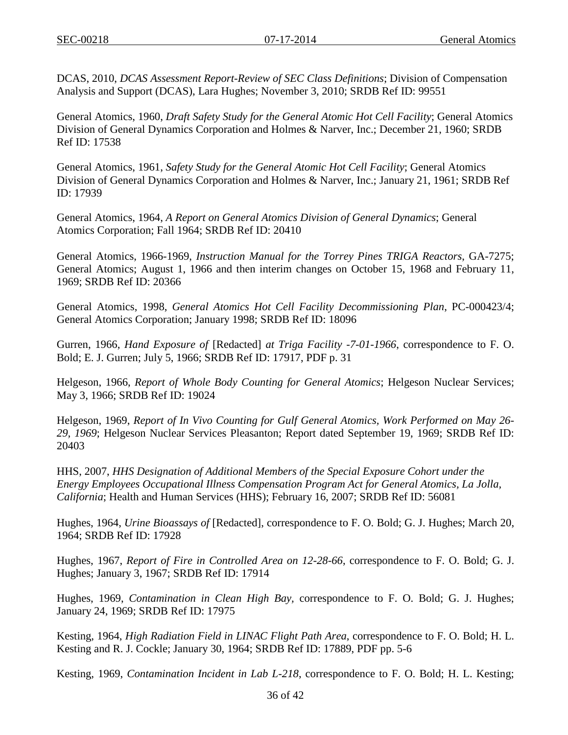DCAS, 2010, *DCAS Assessment Report-Review of SEC Class Definitions*; Division of Compensation Analysis and Support (DCAS), Lara Hughes; November 3, 2010; SRDB Ref ID: 99551

General Atomics, 1960, *Draft Safety Study for the General Atomic Hot Cell Facility*; General Atomics Division of General Dynamics Corporation and Holmes & Narver, Inc.; December 21, 1960; SRDB Ref ID: 17538

General Atomics, 1961, *Safety Study for the General Atomic Hot Cell Facility*; General Atomics Division of General Dynamics Corporation and Holmes & Narver, Inc.; January 21, 1961; SRDB Ref ID: 17939

General Atomics, 1964, *A Report on General Atomics Division of General Dynamics*; General Atomics Corporation; Fall 1964; SRDB Ref ID: 20410

General Atomics, 1966-1969, *Instruction Manual for the Torrey Pines TRIGA Reactors*, GA-7275; General Atomics; August 1, 1966 and then interim changes on October 15, 1968 and February 11, 1969; SRDB Ref ID: 20366

General Atomics, 1998, *General Atomics Hot Cell Facility Decommissioning Plan*, PC-000423/4; General Atomics Corporation; January 1998; SRDB Ref ID: 18096

Gurren, 1966, *Hand Exposure of* [Redacted] *at Triga Facility -7-01-1966*, correspondence to F. O. Bold; E. J. Gurren; July 5, 1966; SRDB Ref ID: 17917, PDF p. 31

Helgeson, 1966, *Report of Whole Body Counting for General Atomics*; Helgeson Nuclear Services; May 3, 1966; SRDB Ref ID: 19024

Helgeson, 1969, *Report of In Vivo Counting for Gulf General Atomics, Work Performed on May 26-29, 1969*; Helgeson Nuclear Services Pleasanton; Report dated September 19, 1969; SRDB Ref ID: 20403

HHS, 2007, *HHS Designation of Additional Members of the Special Exposure Cohort under the Energy Employees Occupational Illness Compensation Program Act for General Atomics, La Jolla, California*; Health and Human Services (HHS); February 16, 2007; SRDB Ref ID: 56081

Hughes, 1964, *Urine Bioassays of* [Redacted], correspondence to F. O. Bold; G. J. Hughes; March 20, 1964; SRDB Ref ID: 17928

Hughes, 1967, *Report of Fire in Controlled Area on 12-28-66*, correspondence to F. O. Bold; G. J. Hughes; January 3, 1967; SRDB Ref ID: 17914

Hughes, 1969, *Contamination in Clean High Bay,* correspondence to F. O. Bold; G. J. Hughes; January 24, 1969; SRDB Ref ID: 17975

Kesting, 1964, *High Radiation Field in LINAC Flight Path Area*, correspondence to F. O. Bold; H. L. Kesting and R. J. Cockle; January 30, 1964; SRDB Ref ID: 17889, PDF pp. 5-6

Kesting, 1969, *Contamination Incident in Lab L-218*, correspondence to F. O. Bold; H. L. Kesting;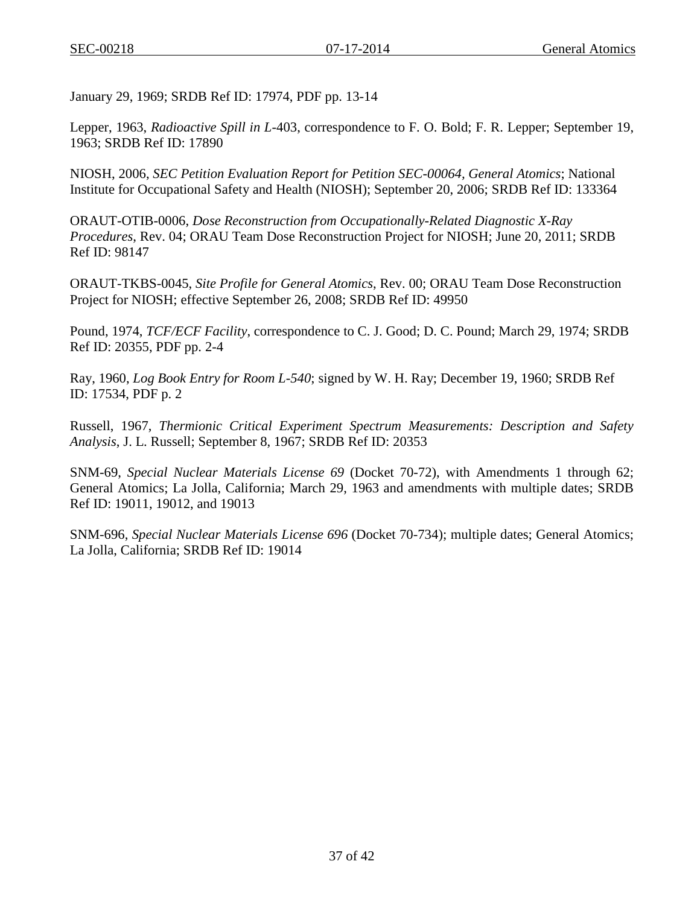January 29, 1969; SRDB Ref ID: 17974, PDF pp. 13-14

Lepper, 1963, *Radioactive Spill in L*-403, correspondence to F. O. Bold; F. R. Lepper; September 19, 1963; SRDB Ref ID: 17890

NIOSH, 2006, *SEC Petition Evaluation Report for Petition SEC-00064, General Atomics*; National Institute for Occupational Safety and Health (NIOSH); September 20, 2006; SRDB Ref ID: 133364

ORAUT-OTIB-0006, *Dose Reconstruction from Occupationally-Related Diagnostic X-Ray Procedures*, Rev. 04; ORAU Team Dose Reconstruction Project for NIOSH; June 20, 2011; SRDB Ref ID: 98147

ORAUT-TKBS-0045, *Site Profile for General Atomics*, Rev. 00; ORAU Team Dose Reconstruction Project for NIOSH; effective September 26, 2008; SRDB Ref ID: 49950

Pound, 1974, *TCF/ECF Facility*, correspondence to C. J. Good; D. C. Pound; March 29, 1974; SRDB Ref ID: 20355, PDF pp. 2-4

Ray, 1960, *Log Book Entry for Room L-540*; signed by W. H. Ray; December 19, 1960; SRDB Ref ID: 17534, PDF p. 2

Russell, 1967, *Thermionic Critical Experiment Spectrum Measurements: Description and Safety Analysis*, J. L. Russell; September 8, 1967; SRDB Ref ID: 20353

SNM-69, *Special Nuclear Materials License 69* (Docket 70-72), with Amendments 1 through 62; General Atomics; La Jolla, California; March 29, 1963 and amendments with multiple dates; SRDB Ref ID: 19011, 19012, and 19013

SNM-696, *Special Nuclear Materials License 696* (Docket 70-734); multiple dates; General Atomics; La Jolla, California; SRDB Ref ID: 19014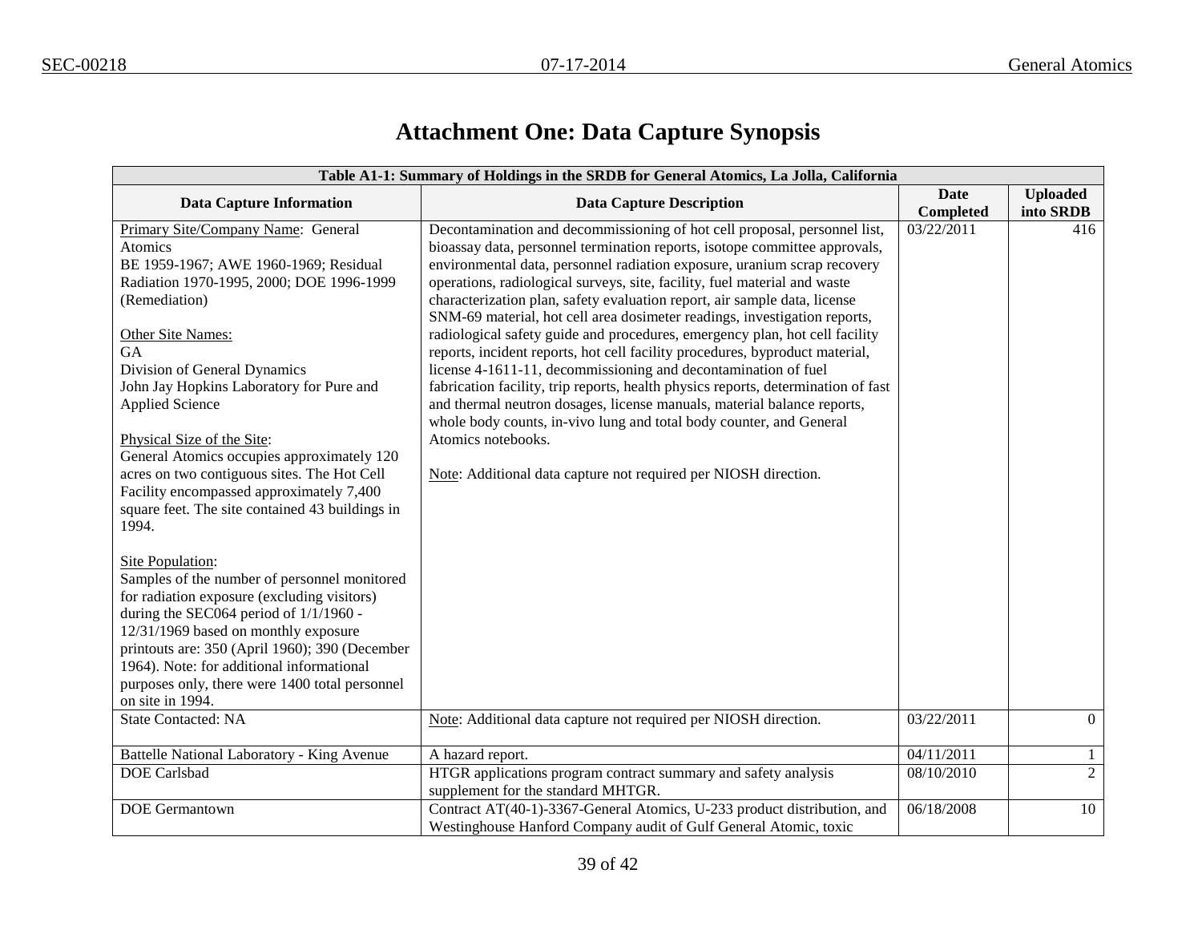# Attachment One: Data Capture Synopsis

| Table A1-1: Summary of Holdings in the SRDB for General Atomics, La Jolla, California | | | |
|---|---|---|---|
| **Data Capture Information** | **Data Capture Description** | **Date Completed** | **Uploaded into SRDB** |
| Primary Site/Company Name: General Atomics<br>BE 1959-1967; AWE 1960-1969; Residual Radiation 1970-1995, 2000; DOE 1996-1999 (Remediation)<br><br>Other Site Names:<br>GA<br>Division of General Dynamics<br>John Jay Hopkins Laboratory for Pure and Applied Science<br><br>Physical Size of the Site:<br>General Atomics occupies approximately 120 acres on two contiguous sites. The Hot Cell Facility encompassed approximately 7,400 square feet. The site contained 43 buildings in 1994.<br><br>Site Population:<br>Samples of the number of personnel monitored for radiation exposure (excluding visitors) during the SEC064 period of 1/1/1960 - 12/31/1969 based on monthly exposure printouts are: 350 (April 1960); 390 (December 1964). Note: for additional informational purposes only, there were 1400 total personnel on site in 1994. | Decontamination and decommissioning of hot cell proposal, personnel list, bioassay data, personnel termination reports, isotope committee approvals, environmental data, personnel radiation exposure, uranium scrap recovery operations, radiological surveys, site, facility, fuel material and waste characterization plan, safety evaluation report, air sample data, license SNM-69 material, hot cell area dosimeter readings, investigation reports, radiological safety guide and procedures, emergency plan, hot cell facility reports, incident reports, hot cell facility procedures, byproduct material, license 4-1611-11, decommissioning and decontamination of fuel fabrication facility, trip reports, health physics reports, determination of fast and thermal neutron dosages, license manuals, material balance reports, whole body counts, in-vivo lung and total body counter, and General Atomics notebooks.<br><br>Note: Additional data capture not required per NIOSH direction. | 03/22/2011 | 416 |
| State Contacted: NA | Note: Additional data capture not required per NIOSH direction. | 03/22/2011 | 0 |
| Battelle National Laboratory - King Avenue | A hazard report. | 04/11/2011 | 1 |
| DOE Carlsbad | HTGR applications program contract summary and safety analysis supplement for the standard MHTGR. | 08/10/2010 | 2 |
| DOE Germantown | Contract AT(40-1)-3367-General Atomics, U-233 product distribution, and Westinghouse Hanford Company audit of Gulf General Atomic, toxic | 06/18/2008 | 10 |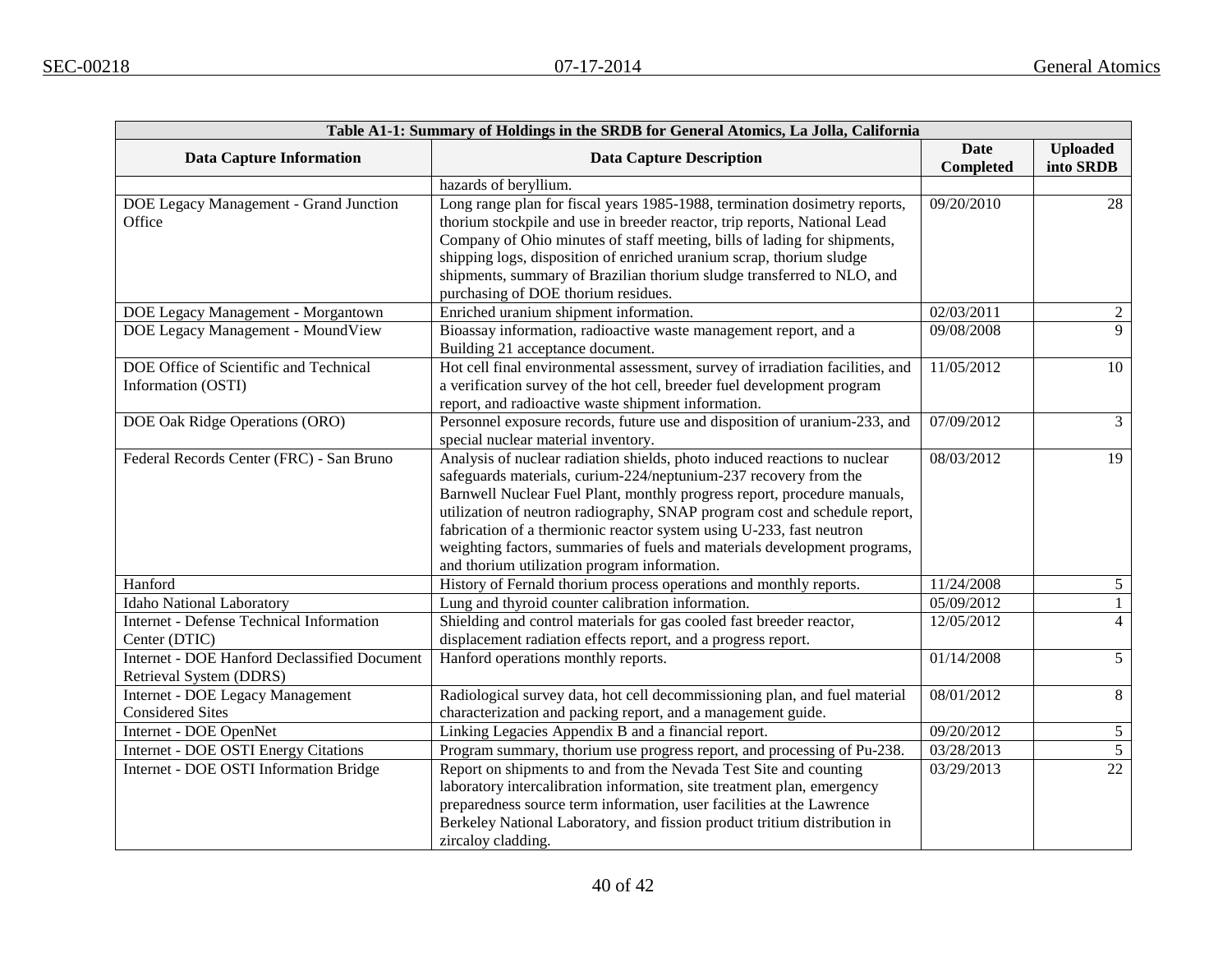| Table A1-1: Summary of Holdings in the SRDB for General Atomics, La Jolla, California | | | |
|---|---|---|---|
| **Data Capture Information** | **Data Capture Description** | **Date Completed** | **Uploaded into SRDB** |
| | hazards of beryllium. | | |
| DOE Legacy Management - Grand Junction Office | Long range plan for fiscal years 1985-1988, termination dosimetry reports, thorium stockpile and use in breeder reactor, trip reports, National Lead Company of Ohio minutes of staff meeting, bills of lading for shipments, shipping logs, disposition of enriched uranium scrap, thorium sludge shipments, summary of Brazilian thorium sludge transferred to NLO, and purchasing of DOE thorium residues. | 09/20/2010 | 28 |
| DOE Legacy Management - Morgantown | Enriched uranium shipment information. | 02/03/2011 | 2 |
| DOE Legacy Management - MoundView | Bioassay information, radioactive waste management report, and a Building 21 acceptance document. | 09/08/2008 | 9 |
| DOE Office of Scientific and Technical Information (OSTI) | Hot cell final environmental assessment, survey of irradiation facilities, and a verification survey of the hot cell, breeder fuel development program report, and radioactive waste shipment information. | 11/05/2012 | 10 |
| DOE Oak Ridge Operations (ORO) | Personnel exposure records, future use and disposition of uranium-233, and special nuclear material inventory. | 07/09/2012 | 3 |
| Federal Records Center (FRC) - San Bruno | Analysis of nuclear radiation shields, photo induced reactions to nuclear safeguards materials, curium-224/neptunium-237 recovery from the Barnwell Nuclear Fuel Plant, monthly progress report, procedure manuals, utilization of neutron radiography, SNAP program cost and schedule report, fabrication of a thermionic reactor system using U-233, fast neutron weighting factors, summaries of fuels and materials development programs, and thorium utilization program information. | 08/03/2012 | 19 |
| Hanford | History of Fernald thorium process operations and monthly reports. | 11/24/2008 | 5 |
| Idaho National Laboratory | Lung and thyroid counter calibration information. | 05/09/2012 | 1 |
| Internet - Defense Technical Information Center (DTIC) | Shielding and control materials for gas cooled fast breeder reactor, displacement radiation effects report, and a progress report. | 12/05/2012 | 4 |
| Internet - DOE Hanford Declassified Document Retrieval System (DDRS) | Hanford operations monthly reports. | 01/14/2008 | 5 |
| Internet - DOE Legacy Management Considered Sites | Radiological survey data, hot cell decommissioning plan, and fuel material characterization and packing report, and a management guide. | 08/01/2012 | 8 |
| Internet - DOE OpenNet | Linking Legacies Appendix B and a financial report. | 09/20/2012 | 5 |
| Internet - DOE OSTI Energy Citations | Program summary, thorium use progress report, and processing of Pu-238. | 03/28/2013 | 5 |
| Internet - DOE OSTI Information Bridge | Report on shipments to and from the Nevada Test Site and counting laboratory intercalibration information, site treatment plan, emergency preparedness source term information, user facilities at the Lawrence Berkeley National Laboratory, and fission product tritium distribution in zircaloy cladding. | 03/29/2013 | 22 |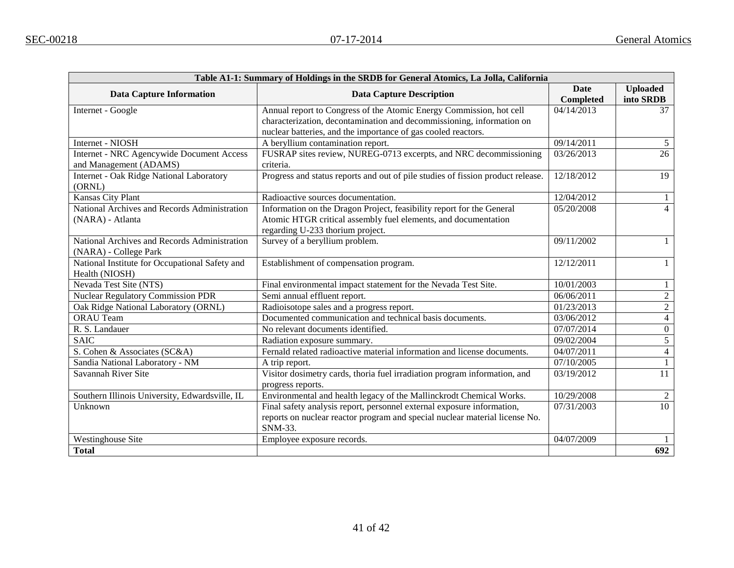| Table A1-1: Summary of Holdings in the SRDB for General Atomics, La Jolla, California | | | |
|---|---|---|---|
| **Data Capture Information** | **Data Capture Description** | **Date Completed** | **Uploaded into SRDB** |
| Internet - Google | Annual report to Congress of the Atomic Energy Commission, hot cell characterization, decontamination and decommissioning, information on nuclear batteries, and the importance of gas cooled reactors. | 04/14/2013 | 37 |
| Internet - NIOSH | A beryllium contamination report. | 09/14/2011 | 5 |
| Internet - NRC Agencywide Document Access and Management (ADAMS) | FUSRAP sites review, NUREG-0713 excerpts, and NRC decommissioning criteria. | 03/26/2013 | 26 |
| Internet - Oak Ridge National Laboratory (ORNL) | Progress and status reports and out of pile studies of fission product release. | 12/18/2012 | 19 |
| Kansas City Plant | Radioactive sources documentation. | 12/04/2012 | 1 |
| National Archives and Records Administration (NARA) - Atlanta | Information on the Dragon Project, feasibility report for the General Atomic HTGR critical assembly fuel elements, and documentation regarding U-233 thorium project. | 05/20/2008 | 4 |
| National Archives and Records Administration (NARA) - College Park | Survey of a beryllium problem. | 09/11/2002 | 1 |
| National Institute for Occupational Safety and Health (NIOSH) | Establishment of compensation program. | 12/12/2011 | 1 |
| Nevada Test Site (NTS) | Final environmental impact statement for the Nevada Test Site. | 10/01/2003 | 1 |
| Nuclear Regulatory Commission PDR | Semi annual effluent report. | 06/06/2011 | 2 |
| Oak Ridge National Laboratory (ORNL) | Radioisotope sales and a progress report. | 01/23/2013 | 2 |
| ORAU Team | Documented communication and technical basis documents. | 03/06/2012 | 4 |
| R. S. Landauer | No relevant documents identified. | 07/07/2014 | 0 |
| SAIC | Radiation exposure summary. | 09/02/2004 | 5 |
| S. Cohen & Associates (SC&A) | Fernald related radioactive material information and license documents. | 04/07/2011 | 4 |
| Sandia National Laboratory - NM | A trip report. | 07/10/2005 | 1 |
| Savannah River Site | Visitor dosimetry cards, thoria fuel irradiation program information, and progress reports. | 03/19/2012 | 11 |
| Southern Illinois University, Edwardsville, IL | Environmental and health legacy of the Mallinckrodt Chemical Works. | 10/29/2008 | 2 |
| Unknown | Final safety analysis report, personnel external exposure information, reports on nuclear reactor program and special nuclear material license No. SNM-33. | 07/31/2003 | 10 |
| Westinghouse Site | Employee exposure records. | 04/07/2009 | 1 |
| **Total** | | | **692** |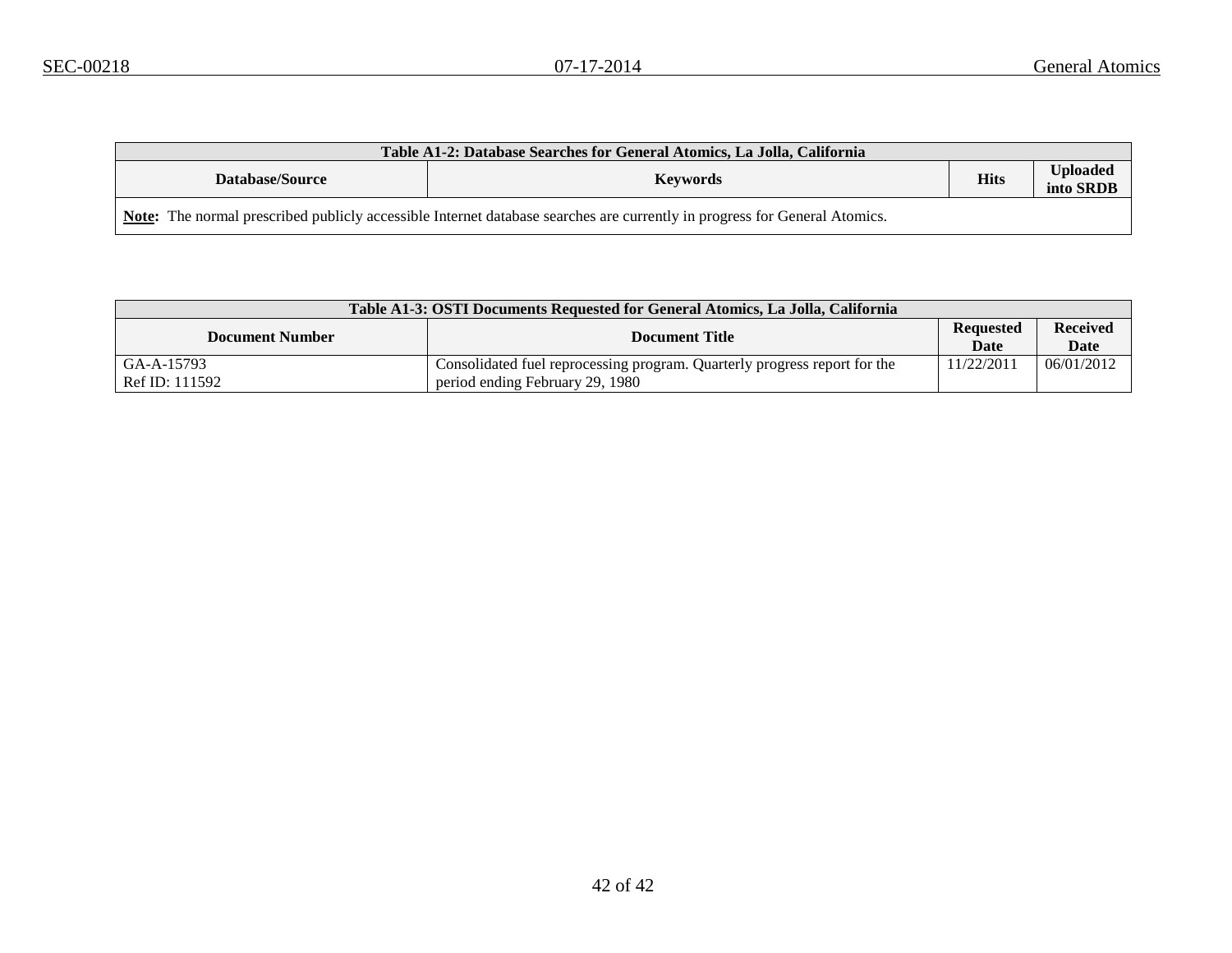| Table A1-2: Database Searches for General Atomics, La Jolla, California | | | |
|---|---|---|---|
| **Database/Source** | **Keywords** | **Hits** | **Uploaded into SRDB** |
| **Note:** The normal prescribed publicly accessible Internet database searches are currently in progress for General Atomics. | | | |

| Table A1-3: OSTI Documents Requested for General Atomics, La Jolla, California | | | |
|---|---|---|---|
| **Document Number** | **Document Title** | **Requested Date** | **Received Date** |
| GA-A-15793<br>Ref ID: 111592 | Consolidated fuel reprocessing program. Quarterly progress report for the period ending February 29, 1980 | 11/22/2011 | 06/01/2012 |